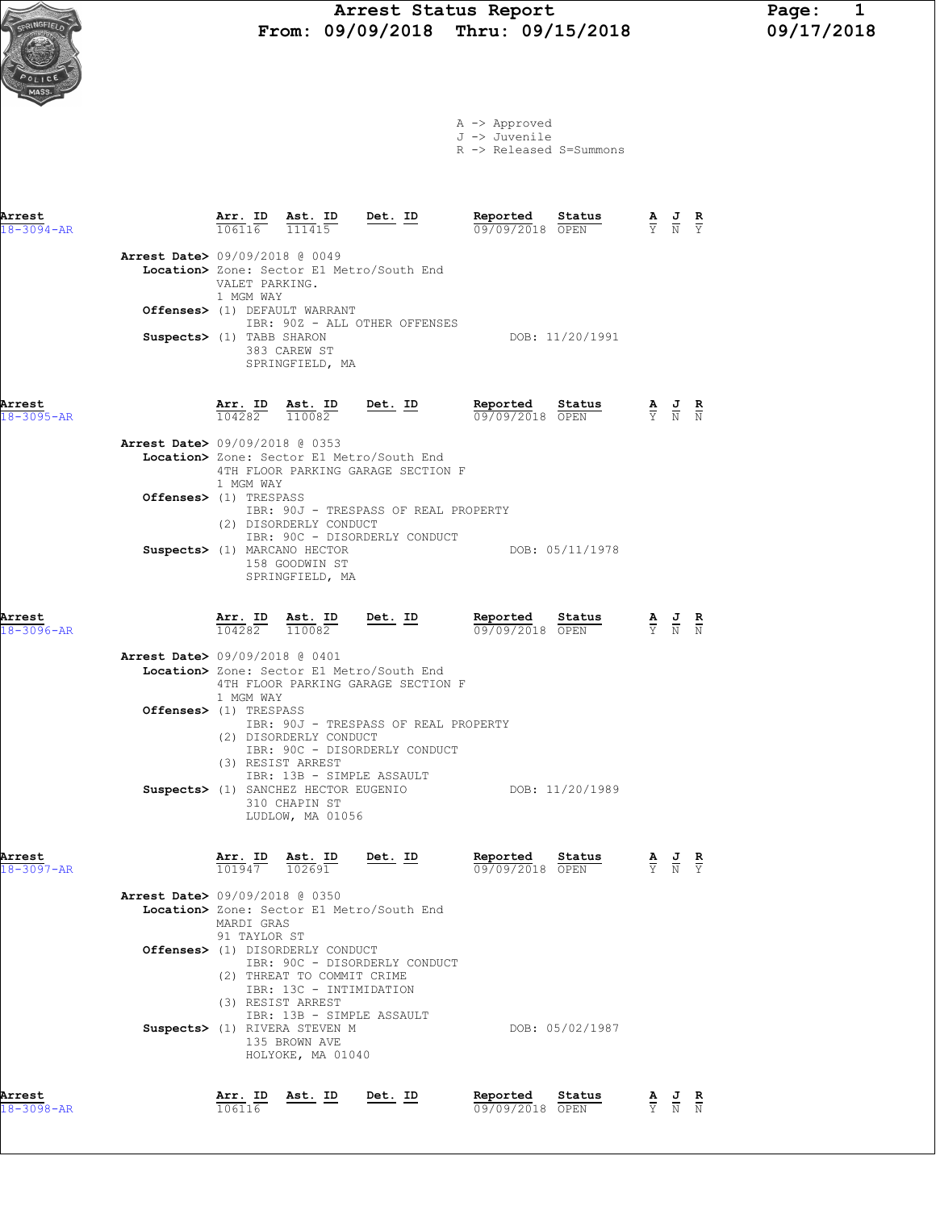# Arrest Status Report

**From: 09/09/2018 Thru: 09/15/2018**

09/17/2018

A -> Approved
J -> Juvenile
R -> Released S=Summons

| Arrest | Arr. ID | Ast. ID | Det. ID | Reported | Status | A | J | R |
|---|---|---|---|---|---|---|---|---|
| 18-3094-AR | 106116 | 111415 | | 09/09/2018 | OPEN | Y | N | Y |

**Arrest Date>** 09/09/2018 @ 0049
**Location>** Zone: Sector E1 Metro/South End
VALET PARKING.
1 MGM WAY
**Offenses>** (1) DEFAULT WARRANT
IBR: 90Z - ALL OTHER OFFENSES
**Suspects>** (1) TABB SHARON — DOB: 11/20/1991
383 CAREW ST
SPRINGFIELD, MA

| Arrest | Arr. ID | Ast. ID | Det. ID | Reported | Status | A | J | R |
|---|---|---|---|---|---|---|---|---|
| 18-3095-AR | 104282 | 110082 | | 09/09/2018 | OPEN | Y | N | N |

**Arrest Date>** 09/09/2018 @ 0353
**Location>** Zone: Sector E1 Metro/South End
4TH FLOOR PARKING GARAGE SECTION F
1 MGM WAY
**Offenses>** (1) TRESPASS
IBR: 90J - TRESPASS OF REAL PROPERTY
(2) DISORDERLY CONDUCT
IBR: 90C - DISORDERLY CONDUCT
**Suspects>** (1) MARCANO HECTOR — DOB: 05/11/1978
158 GOODWIN ST
SPRINGFIELD, MA

| Arrest | Arr. ID | Ast. ID | Det. ID | Reported | Status | A | J | R |
|---|---|---|---|---|---|---|---|---|
| 18-3096-AR | 104282 | 110082 | | 09/09/2018 | OPEN | Y | N | N |

**Arrest Date>** 09/09/2018 @ 0401
**Location>** Zone: Sector E1 Metro/South End
4TH FLOOR PARKING GARAGE SECTION F
1 MGM WAY
**Offenses>** (1) TRESPASS
IBR: 90J - TRESPASS OF REAL PROPERTY
(2) DISORDERLY CONDUCT
IBR: 90C - DISORDERLY CONDUCT
(3) RESIST ARREST
IBR: 13B - SIMPLE ASSAULT
**Suspects>** (1) SANCHEZ HECTOR EUGENIO — DOB: 11/20/1989
310 CHAPIN ST
LUDLOW, MA 01056

| Arrest | Arr. ID | Ast. ID | Det. ID | Reported | Status | A | J | R |
|---|---|---|---|---|---|---|---|---|
| 18-3097-AR | 101947 | 102691 | | 09/09/2018 | OPEN | Y | N | Y |

**Arrest Date>** 09/09/2018 @ 0350
**Location>** Zone: Sector E1 Metro/South End
MARDI GRAS
91 TAYLOR ST
**Offenses>** (1) DISORDERLY CONDUCT
IBR: 90C - DISORDERLY CONDUCT
(2) THREAT TO COMMIT CRIME
IBR: 13C - INTIMIDATION
(3) RESIST ARREST
IBR: 13B - SIMPLE ASSAULT
**Suspects>** (1) RIVERA STEVEN M — DOB: 05/02/1987
135 BROWN AVE
HOLYOKE, MA 01040

| Arrest | Arr. ID | Ast. ID | Det. ID | Reported | Status | A | J | R |
|---|---|---|---|---|---|---|---|---|
| 18-3098-AR | 106116 | | | 09/09/2018 | OPEN | Y | N | N |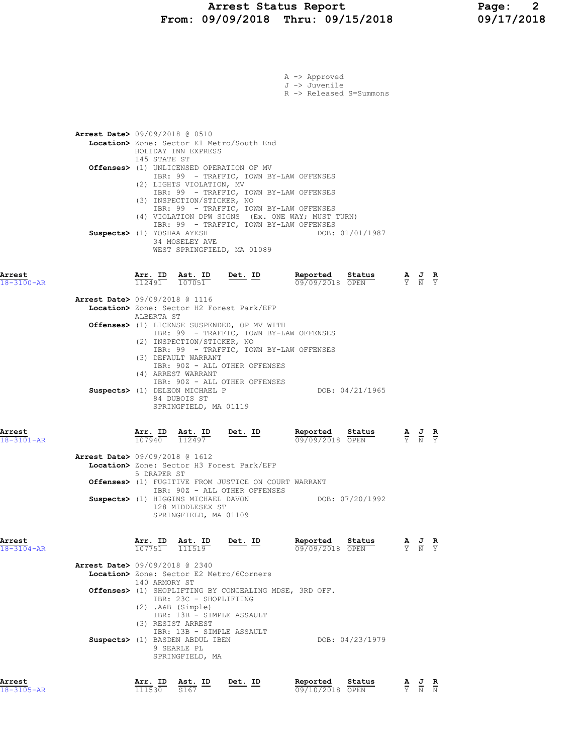A -> Approved
J -> Juvenile
R -> Released S=Summons

**Arrest Date>** 09/09/2018 @ 0510
**Location>** Zone: Sector E1 Metro/South End
HOLIDAY INN EXPRESS
145 STATE ST
**Offenses>** (1) UNLICENSED OPERATION OF MV
IBR: 99 - TRAFFIC, TOWN BY-LAW OFFENSES
(2) LIGHTS VIOLATION, MV
IBR: 99 - TRAFFIC, TOWN BY-LAW OFFENSES
(3) INSPECTION/STICKER, NO
IBR: 99 - TRAFFIC, TOWN BY-LAW OFFENSES
(4) VIOLATION DPW SIGNS (Ex. ONE WAY; MUST TURN)
IBR: 99 - TRAFFIC, TOWN BY-LAW OFFENSES
**Suspects>** (1) YOSHAA AYESH DOB: 01/01/1987
34 MOSELEY AVE
WEST SPRINGFIELD, MA 01089

| Arrest | Arr. ID | Ast. ID | Det. ID | Reported | Status | A | J | R |
|---|---|---|---|---|---|---|---|---|
| 18-3100-AR | 112491 | 107051 | | 09/09/2018 | OPEN | Y | N | Y |

**Arrest Date>** 09/09/2018 @ 1116
**Location>** Zone: Sector H2 Forest Park/EFP
ALBERTA ST
**Offenses>** (1) LICENSE SUSPENDED, OP MV WITH
IBR: 99 - TRAFFIC, TOWN BY-LAW OFFENSES
(2) INSPECTION/STICKER, NO
IBR: 99 - TRAFFIC, TOWN BY-LAW OFFENSES
(3) DEFAULT WARRANT
IBR: 90Z - ALL OTHER OFFENSES
(4) ARREST WARRANT
IBR: 90Z - ALL OTHER OFFENSES
**Suspects>** (1) DELEON MICHAEL P DOB: 04/21/1965
84 DUBOIS ST
SPRINGFIELD, MA 01119

| Arrest | Arr. ID | Ast. ID | Det. ID | Reported | Status | A | J | R |
|---|---|---|---|---|---|---|---|---|
| 18-3101-AR | 107940 | 112497 | | 09/09/2018 | OPEN | Y | N | Y |

**Arrest Date>** 09/09/2018 @ 1612
**Location>** Zone: Sector H3 Forest Park/EFP
5 DRAPER ST
**Offenses>** (1) FUGITIVE FROM JUSTICE ON COURT WARRANT
IBR: 90Z - ALL OTHER OFFENSES
**Suspects>** (1) HIGGINS MICHAEL DAVON DOB: 07/20/1992
128 MIDDLESEX ST
SPRINGFIELD, MA 01109

| Arrest | Arr. ID | Ast. ID | Det. ID | Reported | Status | A | J | R |
|---|---|---|---|---|---|---|---|---|
| 18-3104-AR | 107751 | 111519 | | 09/09/2018 | OPEN | Y | N | Y |

**Arrest Date>** 09/09/2018 @ 2340
**Location>** Zone: Sector E2 Metro/6Corners
140 ARMORY ST
**Offenses>** (1) SHOPLIFTING BY CONCEALING MDSE, 3RD OFF.
IBR: 23C - SHOPLIFTING
(2) .A&B (Simple)
IBR: 13B - SIMPLE ASSAULT
(3) RESIST ARREST
IBR: 13B - SIMPLE ASSAULT
**Suspects>** (1) BASDEN ABDUL IBEN DOB: 04/23/1979
9 SEARLE PL
SPRINGFIELD, MA

| Arrest | Arr. ID | Ast. ID | Det. ID | Reported | Status | A | J | R |
|---|---|---|---|---|---|---|---|---|
| 18-3105-AR | 111530 | S167 | | 09/10/2018 | OPEN | Y | N | N |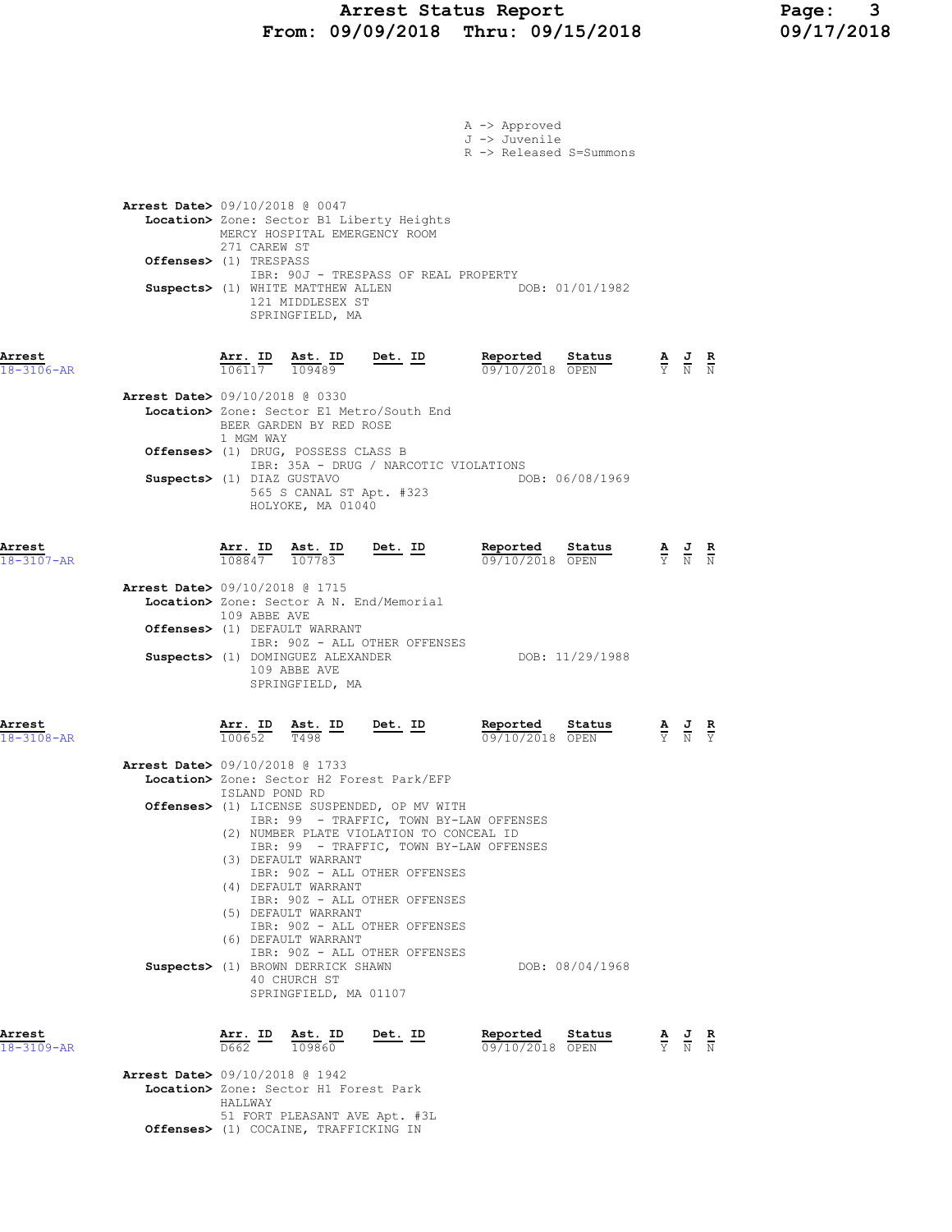A -> Approved
J -> Juvenile
R -> Released S=Summons

**Arrest Date>** 09/10/2018 @ 0047
**Location>** Zone: Sector B1 Liberty Heights
MERCY HOSPITAL EMERGENCY ROOM
271 CAREW ST
**Offenses>** (1) TRESPASS
IBR: 90J - TRESPASS OF REAL PROPERTY
**Suspects>** (1) WHITE MATTHEW ALLEN DOB: 01/01/1982
121 MIDDLESEX ST
SPRINGFIELD, MA

| Arrest | Arr. ID | Ast. ID | Det. ID | Reported | Status | A | J | R |
|---|---|---|---|---|---|---|---|---|
| 18-3106-AR | 106117 | 109489 | | 09/10/2018 | OPEN | Y | N | N |

**Arrest Date>** 09/10/2018 @ 0330
**Location>** Zone: Sector E1 Metro/South End
BEER GARDEN BY RED ROSE
1 MGM WAY
**Offenses>** (1) DRUG, POSSESS CLASS B
IBR: 35A - DRUG / NARCOTIC VIOLATIONS
**Suspects>** (1) DIAZ GUSTAVO DOB: 06/08/1969
565 S CANAL ST Apt. #323
HOLYOKE, MA 01040

| Arrest | Arr. ID | Ast. ID | Det. ID | Reported | Status | A | J | R |
|---|---|---|---|---|---|---|---|---|
| 18-3107-AR | 108847 | 107783 | | 09/10/2018 | OPEN | Y | N | N |

**Arrest Date>** 09/10/2018 @ 1715
**Location>** Zone: Sector A N. End/Memorial
109 ABBE AVE
**Offenses>** (1) DEFAULT WARRANT
IBR: 90Z - ALL OTHER OFFENSES
**Suspects>** (1) DOMINGUEZ ALEXANDER DOB: 11/29/1988
109 ABBE AVE
SPRINGFIELD, MA

| Arrest | Arr. ID | Ast. ID | Det. ID | Reported | Status | A | J | R |
|---|---|---|---|---|---|---|---|---|
| 18-3108-AR | 100652 | T498 | | 09/10/2018 | OPEN | Y | N | Y |

**Arrest Date>** 09/10/2018 @ 1733
**Location>** Zone: Sector H2 Forest Park/EFP
ISLAND POND RD
**Offenses>** (1) LICENSE SUSPENDED, OP MV WITH
IBR: 99 - TRAFFIC, TOWN BY-LAW OFFENSES
(2) NUMBER PLATE VIOLATION TO CONCEAL ID
IBR: 99 - TRAFFIC, TOWN BY-LAW OFFENSES
(3) DEFAULT WARRANT
IBR: 90Z - ALL OTHER OFFENSES
(4) DEFAULT WARRANT
IBR: 90Z - ALL OTHER OFFENSES
(5) DEFAULT WARRANT
IBR: 90Z - ALL OTHER OFFENSES
(6) DEFAULT WARRANT
IBR: 90Z - ALL OTHER OFFENSES
**Suspects>** (1) BROWN DERRICK SHAWN DOB: 08/04/1968
40 CHURCH ST
SPRINGFIELD, MA 01107

| Arrest | Arr. ID | Ast. ID | Det. ID | Reported | Status | A | J | R |
|---|---|---|---|---|---|---|---|---|
| 18-3109-AR | D662 | 109860 | | 09/10/2018 | OPEN | Y | N | N |

**Arrest Date>** 09/10/2018 @ 1942
**Location>** Zone: Sector H1 Forest Park
HALLWAY
51 FORT PLEASANT AVE Apt. #3L
**Offenses>** (1) COCAINE, TRAFFICKING IN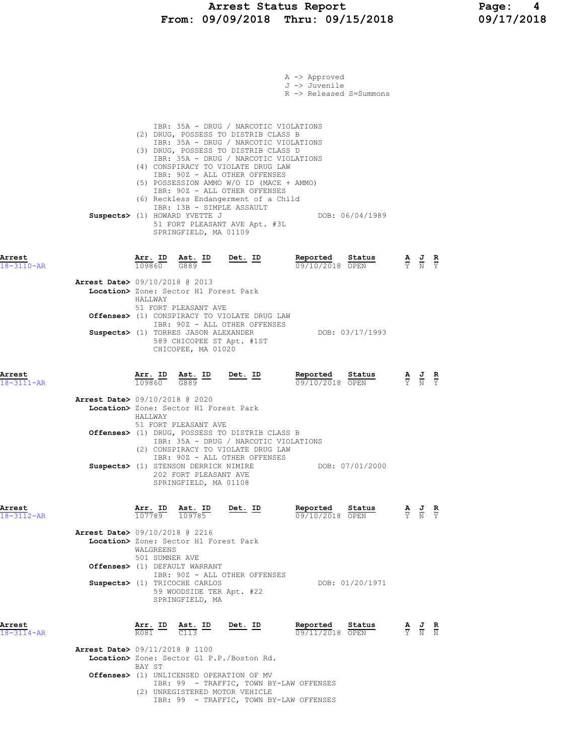A -> Approved
J -> Juvenile
R -> Released S=Summons

IBR: 35A - DRUG / NARCOTIC VIOLATIONS
(2) DRUG, POSSESS TO DISTRIB CLASS B
IBR: 35A - DRUG / NARCOTIC VIOLATIONS
(3) DRUG, POSSESS TO DISTRIB CLASS D
IBR: 35A - DRUG / NARCOTIC VIOLATIONS
(4) CONSPIRACY TO VIOLATE DRUG LAW
IBR: 90Z - ALL OTHER OFFENSES
(5) POSSESSION AMMO W/O ID (MACE + AMMO)
IBR: 90Z - ALL OTHER OFFENSES
(6) Reckless Endangerment of a Child
IBR: 13B - SIMPLE ASSAULT

**Suspects>** (1) HOWARD YVETTE J — DOB: 06/04/1989
51 FORT PLEASANT AVE Apt. #3L
SPRINGFIELD, MA 01109

---

| Arrest | Arr. ID | Ast. ID | Det. ID | Reported | Status | A | J | R |
|---|---|---|---|---|---|---|---|---|
| 18-3110-AR | 109860 | G889 | | 09/10/2018 | OPEN | Y | N | Y |

**Arrest Date>** 09/10/2018 @ 2013
**Location>** Zone: Sector H1 Forest Park
HALLWAY
51 FORT PLEASANT AVE
**Offenses>** (1) CONSPIRACY TO VIOLATE DRUG LAW
IBR: 90Z - ALL OTHER OFFENSES
**Suspects>** (1) TORRES JASON ALEXANDER — DOB: 03/17/1993
589 CHICOPEE ST Apt. #1ST
CHICOPEE, MA 01020

---

| Arrest | Arr. ID | Ast. ID | Det. ID | Reported | Status | A | J | R |
|---|---|---|---|---|---|---|---|---|
| 18-3111-AR | 109860 | G889 | | 09/10/2018 | OPEN | Y | N | Y |

**Arrest Date>** 09/10/2018 @ 2020
**Location>** Zone: Sector H1 Forest Park
HALLWAY
51 FORT PLEASANT AVE
**Offenses>** (1) DRUG, POSSESS TO DISTRIB CLASS B
IBR: 35A - DRUG / NARCOTIC VIOLATIONS
(2) CONSPIRACY TO VIOLATE DRUG LAW
IBR: 90Z - ALL OTHER OFFENSES
**Suspects>** (1) STENSON DERRICK NIMIRE — DOB: 07/01/2000
202 FORT PLEASANT AVE
SPRINGFIELD, MA 01108

---

| Arrest | Arr. ID | Ast. ID | Det. ID | Reported | Status | A | J | R |
|---|---|---|---|---|---|---|---|---|
| 18-3112-AR | 107789 | 109785 | | 09/10/2018 | OPEN | Y | N | Y |

**Arrest Date>** 09/10/2018 @ 2216
**Location>** Zone: Sector H1 Forest Park
WALGREENS
501 SUMNER AVE
**Offenses>** (1) DEFAULT WARRANT
IBR: 90Z - ALL OTHER OFFENSES
**Suspects>** (1) TRICOCHE CARLOS — DOB: 01/20/1971
59 WOODSIDE TER Apt. #22
SPRINGFIELD, MA

---

| Arrest | Arr. ID | Ast. ID | Det. ID | Reported | Status | A | J | R |
|---|---|---|---|---|---|---|---|---|
| 18-3114-AR | R081 | C113 | | 09/11/2018 | OPEN | Y | N | N |

**Arrest Date>** 09/11/2018 @ 1100
**Location>** Zone: Sector G1 P.P./Boston Rd.
BAY ST
**Offenses>** (1) UNLICENSED OPERATION OF MV
IBR: 99 - TRAFFIC, TOWN BY-LAW OFFENSES
(2) UNREGISTERED MOTOR VEHICLE
IBR: 99 - TRAFFIC, TOWN BY-LAW OFFENSES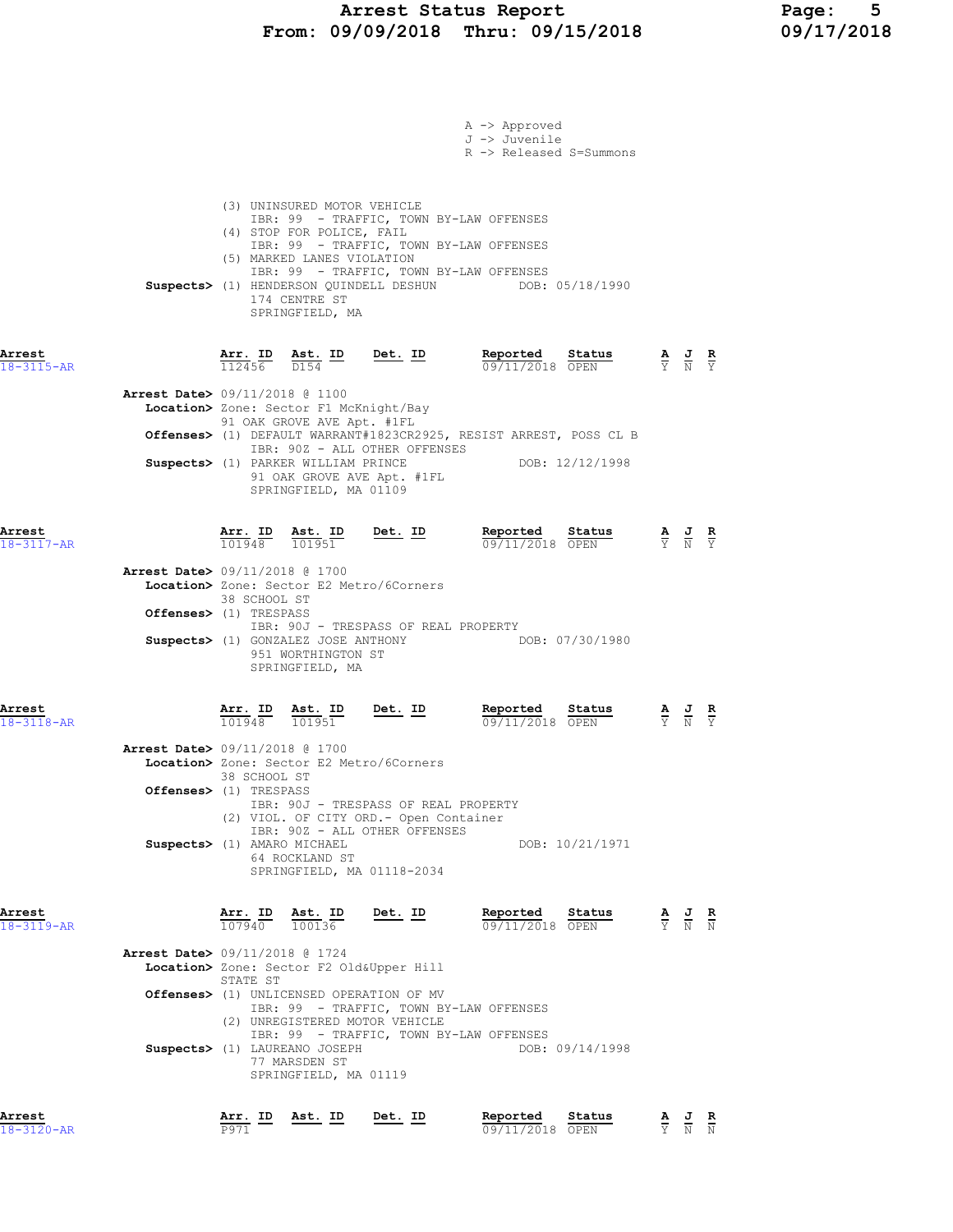A -> Approved
J -> Juvenile
R -> Released S=Summons

(3) UNINSURED MOTOR VEHICLE
IBR: 99 - TRAFFIC, TOWN BY-LAW OFFENSES
(4) STOP FOR POLICE, FAIL
IBR: 99 - TRAFFIC, TOWN BY-LAW OFFENSES
(5) MARKED LANES VIOLATION
IBR: 99 - TRAFFIC, TOWN BY-LAW OFFENSES

**Suspects>** (1) HENDERSON QUINDELL DESHUN DOB: 05/18/1990
174 CENTRE ST
SPRINGFIELD, MA

| Arrest | Arr. ID | Ast. ID | Det. ID | Reported | Status | A | J | R |
|---|---|---|---|---|---|---|---|---|
| 18-3115-AR | 112456 | D154 | | 09/11/2018 | OPEN | Y | N | Y |

**Arrest Date>** 09/11/2018 @ 1100
**Location>** Zone: Sector F1 McKnight/Bay
91 OAK GROVE AVE Apt. #1FL
**Offenses>** (1) DEFAULT WARRANT#1823CR2925, RESIST ARREST, POSS CL B
IBR: 90Z - ALL OTHER OFFENSES
**Suspects>** (1) PARKER WILLIAM PRINCE DOB: 12/12/1998
91 OAK GROVE AVE Apt. #1FL
SPRINGFIELD, MA 01109

| Arrest | Arr. ID | Ast. ID | Det. ID | Reported | Status | A | J | R |
|---|---|---|---|---|---|---|---|---|
| 18-3117-AR | 101948 | 101951 | | 09/11/2018 | OPEN | Y | N | Y |

**Arrest Date>** 09/11/2018 @ 1700
**Location>** Zone: Sector E2 Metro/6Corners
38 SCHOOL ST
**Offenses>** (1) TRESPASS
IBR: 90J - TRESPASS OF REAL PROPERTY
**Suspects>** (1) GONZALEZ JOSE ANTHONY DOB: 07/30/1980
951 WORTHINGTON ST
SPRINGFIELD, MA

| Arrest | Arr. ID | Ast. ID | Det. ID | Reported | Status | A | J | R |
|---|---|---|---|---|---|---|---|---|
| 18-3118-AR | 101948 | 101951 | | 09/11/2018 | OPEN | Y | N | Y |

**Arrest Date>** 09/11/2018 @ 1700
**Location>** Zone: Sector E2 Metro/6Corners
38 SCHOOL ST
**Offenses>** (1) TRESPASS
IBR: 90J - TRESPASS OF REAL PROPERTY
(2) VIOL. OF CITY ORD.- Open Container
IBR: 90Z - ALL OTHER OFFENSES
**Suspects>** (1) AMARO MICHAEL DOB: 10/21/1971
64 ROCKLAND ST
SPRINGFIELD, MA 01118-2034

| Arrest | Arr. ID | Ast. ID | Det. ID | Reported | Status | A | J | R |
|---|---|---|---|---|---|---|---|---|
| 18-3119-AR | 107940 | 100136 | | 09/11/2018 | OPEN | Y | N | N |

**Arrest Date>** 09/11/2018 @ 1724
**Location>** Zone: Sector F2 Old&Upper Hill
STATE ST
**Offenses>** (1) UNLICENSED OPERATION OF MV
IBR: 99 - TRAFFIC, TOWN BY-LAW OFFENSES
(2) UNREGISTERED MOTOR VEHICLE
IBR: 99 - TRAFFIC, TOWN BY-LAW OFFENSES
**Suspects>** (1) LAUREANO JOSEPH DOB: 09/14/1998
77 MARSDEN ST
SPRINGFIELD, MA 01119

| Arrest | Arr. ID | Ast. ID | Det. ID | Reported | Status | A | J | R |
|---|---|---|---|---|---|---|---|---|
| 18-3120-AR | P971 | | | 09/11/2018 | OPEN | Y | N | N |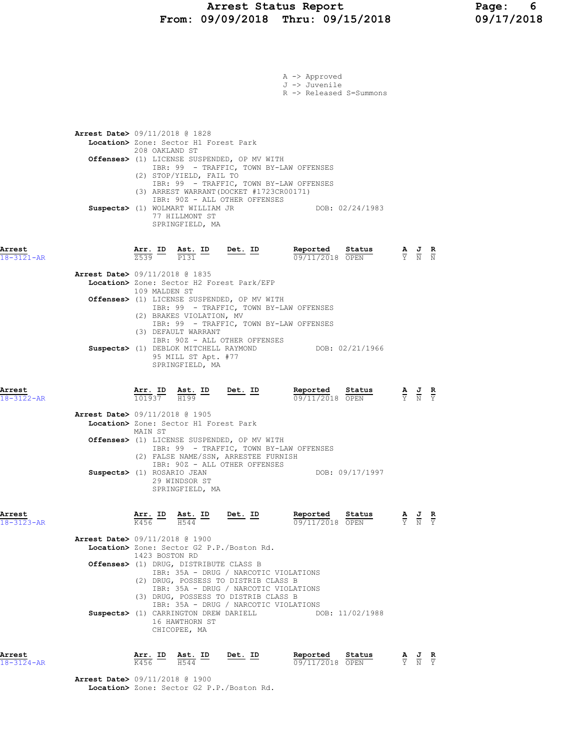A -> Approved
J -> Juvenile
R -> Released S=Summons

**Arrest Date>** 09/11/2018 @ 1828
**Location>** Zone: Sector H1 Forest Park
208 OAKLAND ST
**Offenses>** (1) LICENSE SUSPENDED, OP MV WITH
IBR: 99 - TRAFFIC, TOWN BY-LAW OFFENSES
(2) STOP/YIELD, FAIL TO
IBR: 99 - TRAFFIC, TOWN BY-LAW OFFENSES
(3) ARREST WARRANT(DOCKET #1723CR00171)
IBR: 90Z - ALL OTHER OFFENSES
**Suspects>** (1) WOLMART WILLIAM JR DOB: 02/24/1983
77 HILLMONT ST
SPRINGFIELD, MA

| Arrest | Arr. ID | Ast. ID | Det. ID | Reported | Status | A | J | R |
|---|---|---|---|---|---|---|---|---|
| 18-3121-AR | Z539 | P131 | | 09/11/2018 | OPEN | Y | N | N |

**Arrest Date>** 09/11/2018 @ 1835
**Location>** Zone: Sector H2 Forest Park/EFP
109 MALDEN ST
**Offenses>** (1) LICENSE SUSPENDED, OP MV WITH
IBR: 99 - TRAFFIC, TOWN BY-LAW OFFENSES
(2) BRAKES VIOLATION, MV
IBR: 99 - TRAFFIC, TOWN BY-LAW OFFENSES
(3) DEFAULT WARRANT
IBR: 90Z - ALL OTHER OFFENSES
**Suspects>** (1) DEBLOK MITCHELL RAYMOND DOB: 02/21/1966
95 MILL ST Apt. #77
SPRINGFIELD, MA

| Arrest | Arr. ID | Ast. ID | Det. ID | Reported | Status | A | J | R |
|---|---|---|---|---|---|---|---|---|
| 18-3122-AR | 101937 | H199 | | 09/11/2018 | OPEN | Y | N | Y |

**Arrest Date>** 09/11/2018 @ 1905
**Location>** Zone: Sector H1 Forest Park
MAIN ST
**Offenses>** (1) LICENSE SUSPENDED, OP MV WITH
IBR: 99 - TRAFFIC, TOWN BY-LAW OFFENSES
(2) FALSE NAME/SSN, ARRESTEE FURNISH
IBR: 90Z - ALL OTHER OFFENSES
**Suspects>** (1) ROSARIO JEAN DOB: 09/17/1997
29 WINDSOR ST
SPRINGFIELD, MA

| Arrest | Arr. ID | Ast. ID | Det. ID | Reported | Status | A | J | R |
|---|---|---|---|---|---|---|---|---|
| 18-3123-AR | K456 | H544 | | 09/11/2018 | OPEN | Y | N | Y |

**Arrest Date>** 09/11/2018 @ 1900
**Location>** Zone: Sector G2 P.P./Boston Rd.
1423 BOSTON RD
**Offenses>** (1) DRUG, DISTRIBUTE CLASS B
IBR: 35A - DRUG / NARCOTIC VIOLATIONS
(2) DRUG, POSSESS TO DISTRIB CLASS B
IBR: 35A - DRUG / NARCOTIC VIOLATIONS
(3) DRUG, POSSESS TO DISTRIB CLASS B
IBR: 35A - DRUG / NARCOTIC VIOLATIONS
**Suspects>** (1) CARRINGTON DREW DARIELL DOB: 11/02/1988
16 HAWTHORN ST
CHICOPEE, MA

| Arrest | Arr. ID | Ast. ID | Det. ID | Reported | Status | A | J | R |
|---|---|---|---|---|---|---|---|---|
| 18-3124-AR | K456 | H544 | | 09/11/2018 | OPEN | Y | N | Y |

**Arrest Date>** 09/11/2018 @ 1900
**Location>** Zone: Sector G2 P.P./Boston Rd.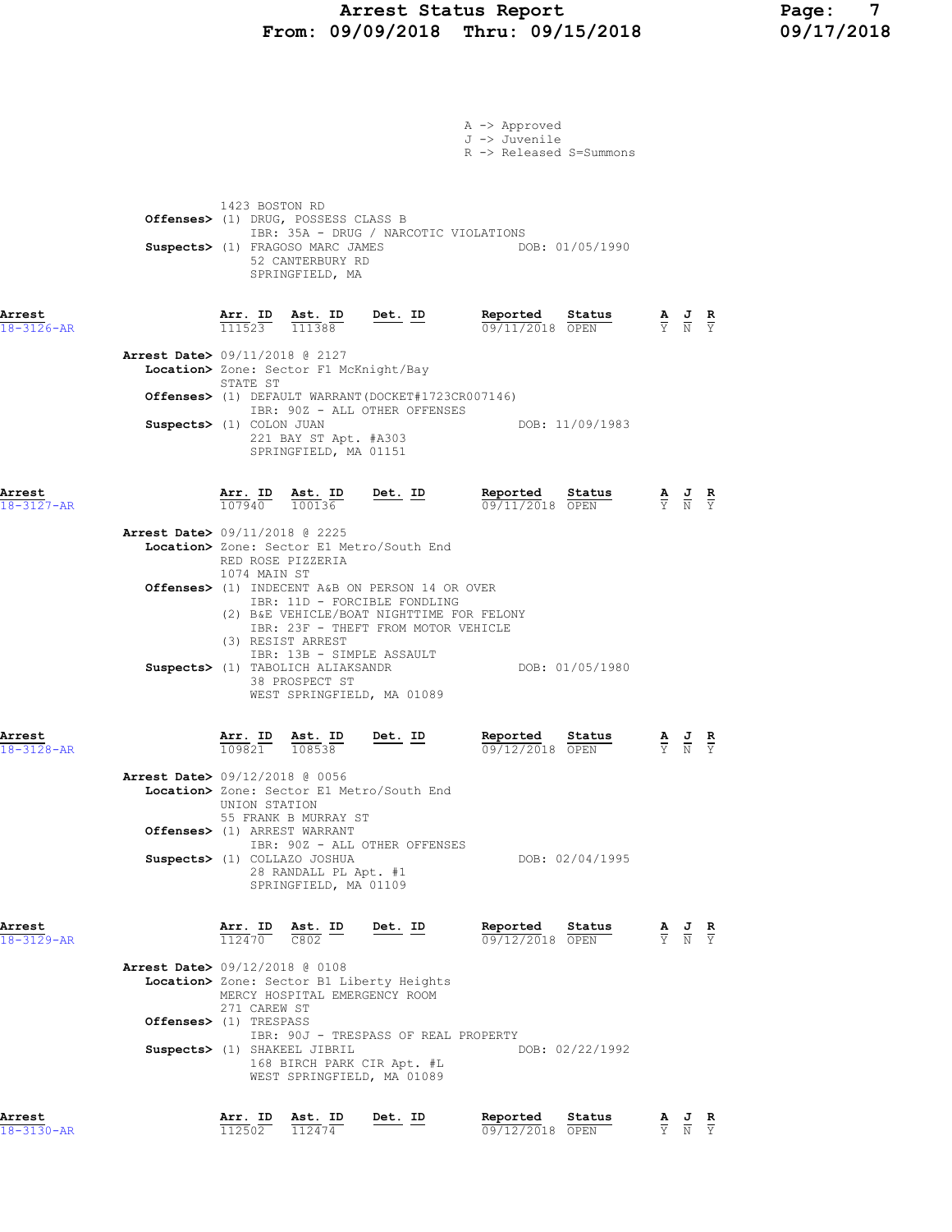A -> Approved
J -> Juvenile
R -> Released S=Summons

1423 BOSTON RD
**Offenses>** (1) DRUG, POSSESS CLASS B
IBR: 35A - DRUG / NARCOTIC VIOLATIONS
**Suspects>** (1) FRAGOSO MARC JAMES DOB: 01/05/1990
52 CANTERBURY RD
SPRINGFIELD, MA

**Arrest** 18-3126-AR

| Arr. ID | Ast. ID | Det. ID | Reported | Status | A | J | R |
|---|---|---|---|---|---|---|---|
| 111523 | 111388 | | 09/11/2018 | OPEN | Y | N | Y |

**Arrest Date>** 09/11/2018 @ 2127
**Location>** Zone: Sector F1 McKnight/Bay
STATE ST
**Offenses>** (1) DEFAULT WARRANT(DOCKET#1723CR007146)
IBR: 90Z - ALL OTHER OFFENSES
**Suspects>** (1) COLON JUAN DOB: 11/09/1983
221 BAY ST Apt. #A303
SPRINGFIELD, MA 01151

**Arrest** 18-3127-AR

| Arr. ID | Ast. ID | Det. ID | Reported | Status | A | J | R |
|---|---|---|---|---|---|---|---|
| 107940 | 100136 | | 09/11/2018 | OPEN | Y | N | Y |

**Arrest Date>** 09/11/2018 @ 2225
**Location>** Zone: Sector E1 Metro/South End
RED ROSE PIZZERIA
1074 MAIN ST
**Offenses>** (1) INDECENT A&B ON PERSON 14 OR OVER
IBR: 11D - FORCIBLE FONDLING
(2) B&E VEHICLE/BOAT NIGHTTIME FOR FELONY
IBR: 23F - THEFT FROM MOTOR VEHICLE
(3) RESIST ARREST
IBR: 13B - SIMPLE ASSAULT
**Suspects>** (1) TABOLICH ALIAKSANDR DOB: 01/05/1980
38 PROSPECT ST
WEST SPRINGFIELD, MA 01089

**Arrest** 18-3128-AR

| Arr. ID | Ast. ID | Det. ID | Reported | Status | A | J | R |
|---|---|---|---|---|---|---|---|
| 109821 | 108538 | | 09/12/2018 | OPEN | Y | N | Y |

**Arrest Date>** 09/12/2018 @ 0056
**Location>** Zone: Sector E1 Metro/South End
UNION STATION
55 FRANK B MURRAY ST
**Offenses>** (1) ARREST WARRANT
IBR: 90Z - ALL OTHER OFFENSES
**Suspects>** (1) COLLAZO JOSHUA DOB: 02/04/1995
28 RANDALL PL Apt. #1
SPRINGFIELD, MA 01109

**Arrest** 18-3129-AR

| Arr. ID | Ast. ID | Det. ID | Reported | Status | A | J | R |
|---|---|---|---|---|---|---|---|
| 112470 | C802 | | 09/12/2018 | OPEN | Y | N | Y |

**Arrest Date>** 09/12/2018 @ 0108
**Location>** Zone: Sector B1 Liberty Heights
MERCY HOSPITAL EMERGENCY ROOM
271 CAREW ST
**Offenses>** (1) TRESPASS
IBR: 90J - TRESPASS OF REAL PROPERTY
**Suspects>** (1) SHAKEEL JIBRIL DOB: 02/22/1992
168 BIRCH PARK CIR Apt. #L
WEST SPRINGFIELD, MA 01089

**Arrest** 18-3130-AR

| Arr. ID | Ast. ID | Det. ID | Reported | Status | A | J | R |
|---|---|---|---|---|---|---|---|
| 112502 | 112474 | | 09/12/2018 | OPEN | Y | N | Y |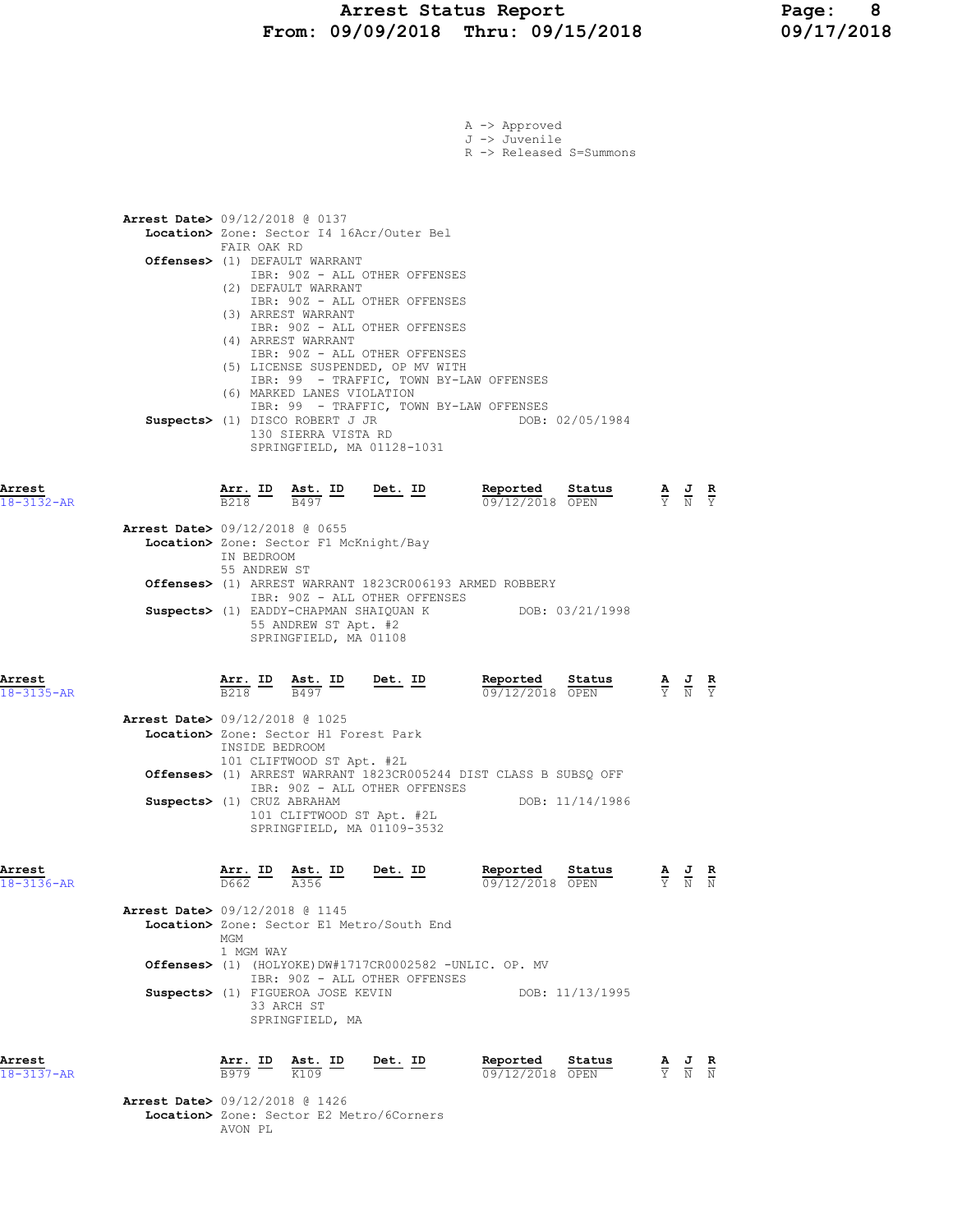A -> Approved
J -> Juvenile
R -> Released S=Summons

**Arrest Date>** 09/12/2018 @ 0137
**Location>** Zone: Sector I4 16Acr/Outer Bel
FAIR OAK RD
**Offenses>** (1) DEFAULT WARRANT
IBR: 90Z - ALL OTHER OFFENSES
(2) DEFAULT WARRANT
IBR: 90Z - ALL OTHER OFFENSES
(3) ARREST WARRANT
IBR: 90Z - ALL OTHER OFFENSES
(4) ARREST WARRANT
IBR: 90Z - ALL OTHER OFFENSES
(5) LICENSE SUSPENDED, OP MV WITH
IBR: 99 - TRAFFIC, TOWN BY-LAW OFFENSES
(6) MARKED LANES VIOLATION
IBR: 99 - TRAFFIC, TOWN BY-LAW OFFENSES
**Suspects>** (1) DISCO ROBERT J JR DOB: 02/05/1984
130 SIERRA VISTA RD
SPRINGFIELD, MA 01128-1031

| Arrest | Arr. ID | Ast. ID | Det. ID | Reported | Status | A | J | R |
|---|---|---|---|---|---|---|---|---|
| 18-3132-AR | B218 | B497 | | 09/12/2018 | OPEN | Y | N | Y |

**Arrest Date>** 09/12/2018 @ 0655
**Location>** Zone: Sector F1 McKnight/Bay
IN BEDROOM
55 ANDREW ST
**Offenses>** (1) ARREST WARRANT 1823CR006193 ARMED ROBBERY
IBR: 90Z - ALL OTHER OFFENSES
**Suspects>** (1) EADDY-CHAPMAN SHAIQUAN K DOB: 03/21/1998
55 ANDREW ST Apt. #2
SPRINGFIELD, MA 01108

| Arrest | Arr. ID | Ast. ID | Det. ID | Reported | Status | A | J | R |
|---|---|---|---|---|---|---|---|---|
| 18-3135-AR | B218 | B497 | | 09/12/2018 | OPEN | Y | N | Y |

**Arrest Date>** 09/12/2018 @ 1025
**Location>** Zone: Sector H1 Forest Park
INSIDE BEDROOM
101 CLIFTWOOD ST Apt. #2L
**Offenses>** (1) ARREST WARRANT 1823CR005244 DIST CLASS B SUBSQ OFF
IBR: 90Z - ALL OTHER OFFENSES
**Suspects>** (1) CRUZ ABRAHAM DOB: 11/14/1986
101 CLIFTWOOD ST Apt. #2L
SPRINGFIELD, MA 01109-3532

| Arrest | Arr. ID | Ast. ID | Det. ID | Reported | Status | A | J | R |
|---|---|---|---|---|---|---|---|---|
| 18-3136-AR | D662 | A356 | | 09/12/2018 | OPEN | Y | N | N |

**Arrest Date>** 09/12/2018 @ 1145
**Location>** Zone: Sector E1 Metro/South End
MGM
1 MGM WAY
**Offenses>** (1) (HOLYOKE)DW#1717CR0002582 -UNLIC. OP. MV
IBR: 90Z - ALL OTHER OFFENSES
**Suspects>** (1) FIGUEROA JOSE KEVIN DOB: 11/13/1995
33 ARCH ST
SPRINGFIELD, MA

| Arrest | Arr. ID | Ast. ID | Det. ID | Reported | Status | A | J | R |
|---|---|---|---|---|---|---|---|---|
| 18-3137-AR | B979 | K109 | | 09/12/2018 | OPEN | Y | N | N |

**Arrest Date>** 09/12/2018 @ 1426
**Location>** Zone: Sector E2 Metro/6Corners
AVON PL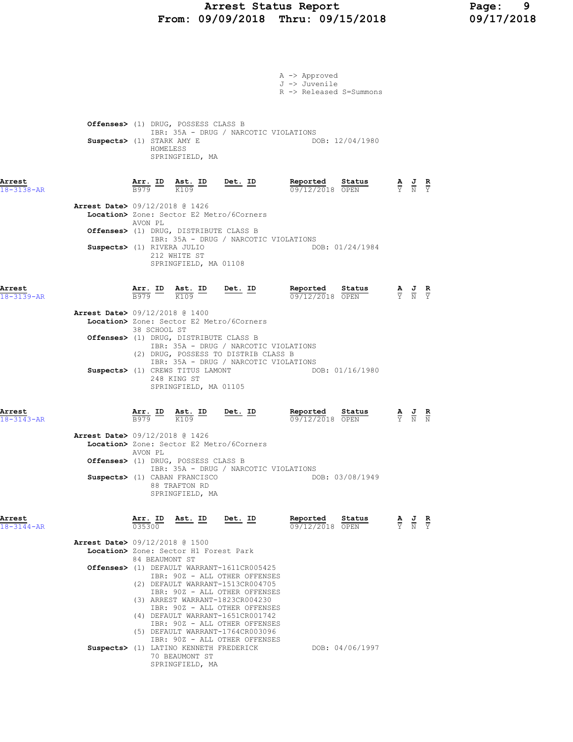# Arrest Status Report
## From: 09/09/2018 Thru: 09/15/2018

A -> Approved
J -> Juvenile
R -> Released S=Summons

**Offenses>** (1) DRUG, POSSESS CLASS B
IBR: 35A - DRUG / NARCOTIC VIOLATIONS
**Suspects>** (1) STARK AMY E — DOB: 12/04/1980
HOMELESS
SPRINGFIELD, MA

---

**Arrest** 18-3138-AR

| Arr. ID | Ast. ID | Det. ID | Reported | Status | A | J | R |
| --- | --- | --- | --- | --- | --- | --- | --- |
| B979 | K109 | | 09/12/2018 | OPEN | Y | N | Y |

**Arrest Date>** 09/12/2018 @ 1426
**Location>** Zone: Sector E2 Metro/6Corners
AVON PL
**Offenses>** (1) DRUG, DISTRIBUTE CLASS B
IBR: 35A - DRUG / NARCOTIC VIOLATIONS
**Suspects>** (1) RIVERA JULIO — DOB: 01/24/1984
212 WHITE ST
SPRINGFIELD, MA 01108

---

**Arrest** 18-3139-AR

| Arr. ID | Ast. ID | Det. ID | Reported | Status | A | J | R |
| --- | --- | --- | --- | --- | --- | --- | --- |
| B979 | K109 | | 09/12/2018 | OPEN | Y | N | Y |

**Arrest Date>** 09/12/2018 @ 1400
**Location>** Zone: Sector E2 Metro/6Corners
38 SCHOOL ST
**Offenses>** (1) DRUG, DISTRIBUTE CLASS B
IBR: 35A - DRUG / NARCOTIC VIOLATIONS
(2) DRUG, POSSESS TO DISTRIB CLASS B
IBR: 35A - DRUG / NARCOTIC VIOLATIONS
**Suspects>** (1) CREWS TITUS LAMONT — DOB: 01/16/1980
248 KING ST
SPRINGFIELD, MA 01105

---

**Arrest** 18-3143-AR

| Arr. ID | Ast. ID | Det. ID | Reported | Status | A | J | R |
| --- | --- | --- | --- | --- | --- | --- | --- |
| B979 | K109 | | 09/12/2018 | OPEN | Y | N | N |

**Arrest Date>** 09/12/2018 @ 1426
**Location>** Zone: Sector E2 Metro/6Corners
AVON PL
**Offenses>** (1) DRUG, POSSESS CLASS B
IBR: 35A - DRUG / NARCOTIC VIOLATIONS
**Suspects>** (1) CABAN FRANCISCO — DOB: 03/08/1949
88 TRAFTON RD
SPRINGFIELD, MA

---

**Arrest** 18-3144-AR

| Arr. ID | Ast. ID | Det. ID | Reported | Status | A | J | R |
| --- | --- | --- | --- | --- | --- | --- | --- |
| 035300 | | | 09/12/2018 | OPEN | Y | N | Y |

**Arrest Date>** 09/12/2018 @ 1500
**Location>** Zone: Sector H1 Forest Park
84 BEAUMONT ST
**Offenses>** (1) DEFAULT WARRANT-1611CR005425
IBR: 90Z - ALL OTHER OFFENSES
(2) DEFAULT WARRANT-1513CR004705
IBR: 90Z - ALL OTHER OFFENSES
(3) ARREST WARRANT-1823CR004230
IBR: 90Z - ALL OTHER OFFENSES
(4) DEFAULT WARRANT-1651CR001742
IBR: 90Z - ALL OTHER OFFENSES
(5) DEFAULT WARRANT-1764CR003096
IBR: 90Z - ALL OTHER OFFENSES
**Suspects>** (1) LATINO KENNETH FREDERICK — DOB: 04/06/1997
70 BEAUMONT ST
SPRINGFIELD, MA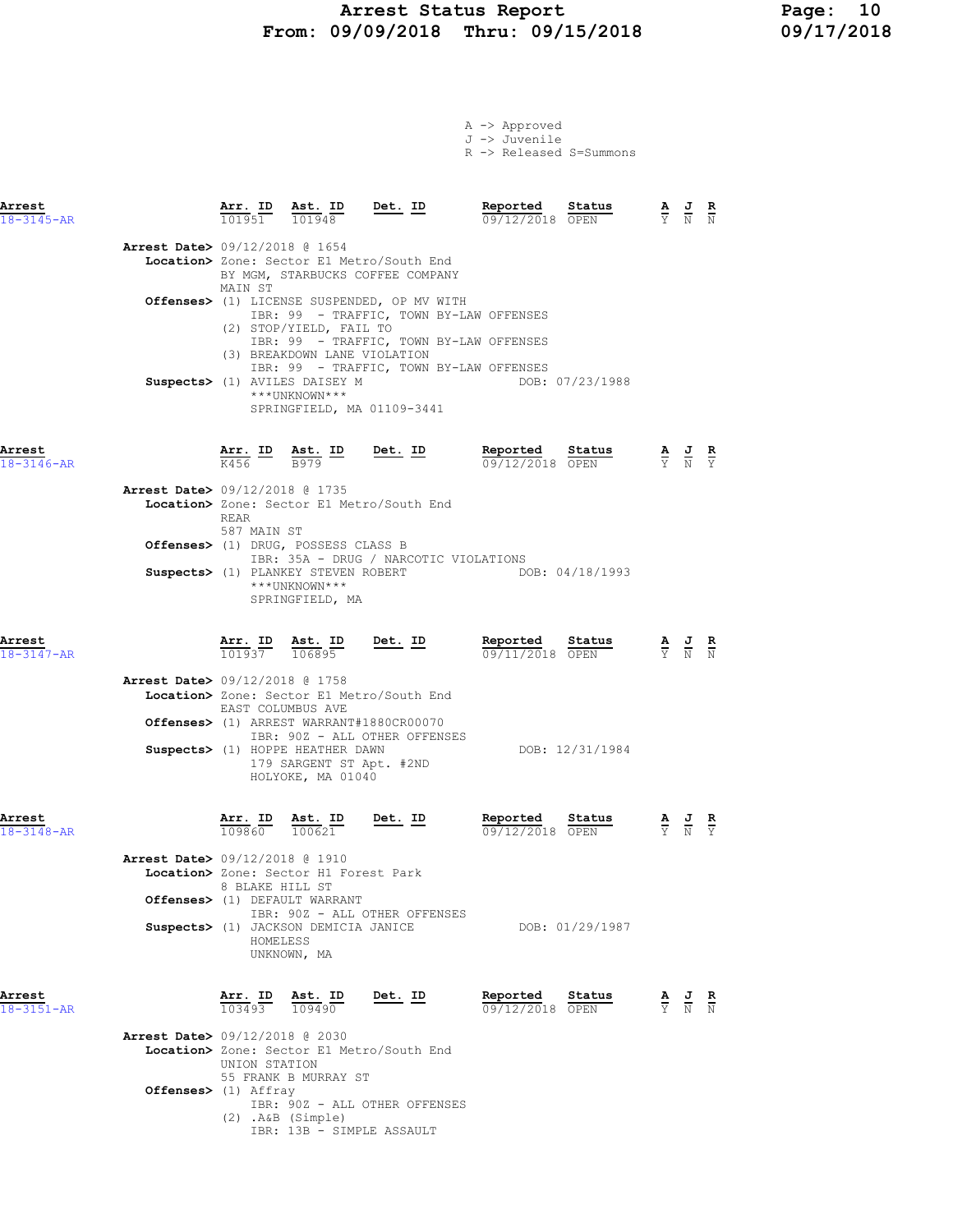# Arrest Status Report
## From: 09/09/2018 Thru: 09/15/2018

A -> Approved
J -> Juvenile
R -> Released S=Summons

| Arrest | Arr. ID | Ast. ID | Det. ID | Reported | Status | A | J | R |
|---|---|---|---|---|---|---|---|---|
| 18-3145-AR | 101951 | 101948 | | 09/12/2018 | OPEN | Y | N | N |

**Arrest Date>** 09/12/2018 @ 1654
**Location>** Zone: Sector E1 Metro/South End
BY MGM, STARBUCKS COFFEE COMPANY
MAIN ST
**Offenses>** (1) LICENSE SUSPENDED, OP MV WITH
IBR: 99 - TRAFFIC, TOWN BY-LAW OFFENSES
(2) STOP/YIELD, FAIL TO
IBR: 99 - TRAFFIC, TOWN BY-LAW OFFENSES
(3) BREAKDOWN LANE VIOLATION
IBR: 99 - TRAFFIC, TOWN BY-LAW OFFENSES
**Suspects>** (1) AVILES DAISEY M DOB: 07/23/1988
***UNKNOWN***
SPRINGFIELD, MA 01109-3441

| Arrest | Arr. ID | Ast. ID | Det. ID | Reported | Status | A | J | R |
|---|---|---|---|---|---|---|---|---|
| 18-3146-AR | K456 | B979 | | 09/12/2018 | OPEN | Y | N | Y |

**Arrest Date>** 09/12/2018 @ 1735
**Location>** Zone: Sector E1 Metro/South End
REAR
587 MAIN ST
**Offenses>** (1) DRUG, POSSESS CLASS B
IBR: 35A - DRUG / NARCOTIC VIOLATIONS
**Suspects>** (1) PLANKEY STEVEN ROBERT DOB: 04/18/1993
***UNKNOWN***
SPRINGFIELD, MA

| Arrest | Arr. ID | Ast. ID | Det. ID | Reported | Status | A | J | R |
|---|---|---|---|---|---|---|---|---|
| 18-3147-AR | 101937 | 106895 | | 09/11/2018 | OPEN | Y | N | N |

**Arrest Date>** 09/12/2018 @ 1758
**Location>** Zone: Sector E1 Metro/South End
EAST COLUMBUS AVE
**Offenses>** (1) ARREST WARRANT#1880CR00070
IBR: 90Z - ALL OTHER OFFENSES
**Suspects>** (1) HOPPE HEATHER DAWN DOB: 12/31/1984
179 SARGENT ST Apt. #2ND
HOLYOKE, MA 01040

| Arrest | Arr. ID | Ast. ID | Det. ID | Reported | Status | A | J | R |
|---|---|---|---|---|---|---|---|---|
| 18-3148-AR | 109860 | 100621 | | 09/12/2018 | OPEN | Y | N | Y |

**Arrest Date>** 09/12/2018 @ 1910
**Location>** Zone: Sector H1 Forest Park
8 BLAKE HILL ST
**Offenses>** (1) DEFAULT WARRANT
IBR: 90Z - ALL OTHER OFFENSES
**Suspects>** (1) JACKSON DEMICIA JANICE DOB: 01/29/1987
HOMELESS
UNKNOWN, MA

| Arrest | Arr. ID | Ast. ID | Det. ID | Reported | Status | A | J | R |
|---|---|---|---|---|---|---|---|---|
| 18-3151-AR | 103493 | 109490 | | 09/12/2018 | OPEN | Y | N | N |

**Arrest Date>** 09/12/2018 @ 2030
**Location>** Zone: Sector E1 Metro/South End
UNION STATION
55 FRANK B MURRAY ST
**Offenses>** (1) Affray
IBR: 90Z - ALL OTHER OFFENSES
(2) .A&B (Simple)
IBR: 13B - SIMPLE ASSAULT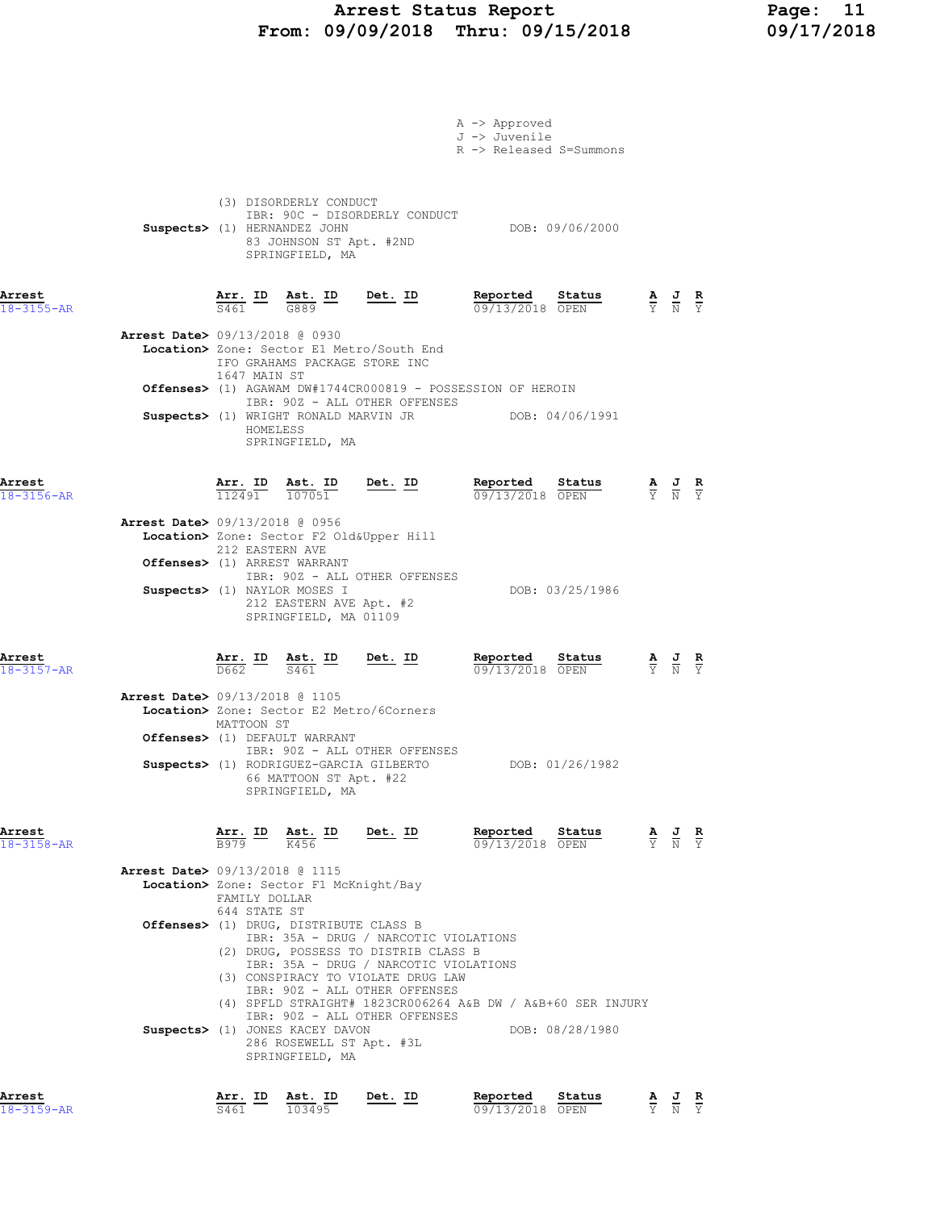A -> Approved
J -> Juvenile
R -> Released S=Summons

(3) DISORDERLY CONDUCT
IBR: 90C - DISORDERLY CONDUCT

**Suspects>** (1) HERNANDEZ JOHN DOB: 09/06/2000
83 JOHNSON ST Apt. #2ND
SPRINGFIELD, MA

| Arrest | Arr. ID | Ast. ID | Det. ID | Reported | Status | A | J | R |
|---|---|---|---|---|---|---|---|---|
| 18-3155-AR | S461 | G889 | | 09/13/2018 | OPEN | Y | N | Y |

**Arrest Date>** 09/13/2018 @ 0930
**Location>** Zone: Sector E1 Metro/South End
IFO GRAHAMS PACKAGE STORE INC
1647 MAIN ST
**Offenses>** (1) AGAWAM DW#1744CR000819 - POSSESSION OF HEROIN
IBR: 90Z - ALL OTHER OFFENSES
**Suspects>** (1) WRIGHT RONALD MARVIN JR DOB: 04/06/1991
HOMELESS
SPRINGFIELD, MA

| Arrest | Arr. ID | Ast. ID | Det. ID | Reported | Status | A | J | R |
|---|---|---|---|---|---|---|---|---|
| 18-3156-AR | 112491 | 107051 | | 09/13/2018 | OPEN | Y | N | Y |

**Arrest Date>** 09/13/2018 @ 0956
**Location>** Zone: Sector F2 Old&Upper Hill
212 EASTERN AVE
**Offenses>** (1) ARREST WARRANT
IBR: 90Z - ALL OTHER OFFENSES
**Suspects>** (1) NAYLOR MOSES I DOB: 03/25/1986
212 EASTERN AVE Apt. #2
SPRINGFIELD, MA 01109

| Arrest | Arr. ID | Ast. ID | Det. ID | Reported | Status | A | J | R |
|---|---|---|---|---|---|---|---|---|
| 18-3157-AR | D662 | S461 | | 09/13/2018 | OPEN | Y | N | Y |

**Arrest Date>** 09/13/2018 @ 1105
**Location>** Zone: Sector E2 Metro/6Corners
MATTOON ST
**Offenses>** (1) DEFAULT WARRANT
IBR: 90Z - ALL OTHER OFFENSES
**Suspects>** (1) RODRIGUEZ-GARCIA GILBERTO DOB: 01/26/1982
66 MATTOON ST Apt. #22
SPRINGFIELD, MA

| Arrest | Arr. ID | Ast. ID | Det. ID | Reported | Status | A | J | R |
|---|---|---|---|---|---|---|---|---|
| 18-3158-AR | B979 | K456 | | 09/13/2018 | OPEN | Y | N | Y |

**Arrest Date>** 09/13/2018 @ 1115
**Location>** Zone: Sector F1 McKnight/Bay
FAMILY DOLLAR
644 STATE ST
**Offenses>** (1) DRUG, DISTRIBUTE CLASS B
IBR: 35A - DRUG / NARCOTIC VIOLATIONS
(2) DRUG, POSSESS TO DISTRIB CLASS B
IBR: 35A - DRUG / NARCOTIC VIOLATIONS
(3) CONSPIRACY TO VIOLATE DRUG LAW
IBR: 90Z - ALL OTHER OFFENSES
(4) SPFLD STRAIGHT# 1823CR006264 A&B DW / A&B+60 SER INJURY
IBR: 90Z - ALL OTHER OFFENSES
**Suspects>** (1) JONES KACEY DAVON DOB: 08/28/1980
286 ROSEWELL ST Apt. #3L
SPRINGFIELD, MA

| Arrest | Arr. ID | Ast. ID | Det. ID | Reported | Status | A | J | R |
|---|---|---|---|---|---|---|---|---|
| 18-3159-AR | S461 | 103495 | | 09/13/2018 | OPEN | Y | N | Y |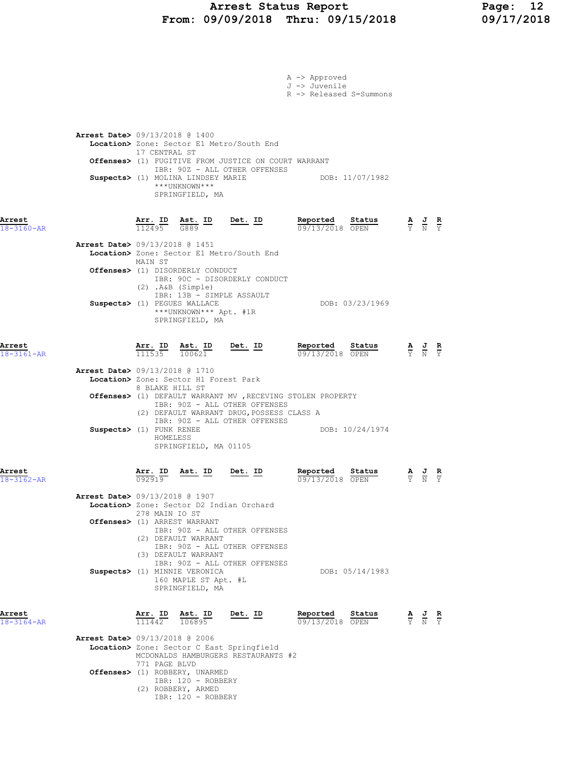A -> Approved
J -> Juvenile
R -> Released S=Summons

**Arrest Date>** 09/13/2018 @ 1400
**Location>** Zone: Sector E1 Metro/South End
17 CENTRAL ST
**Offenses>** (1) FUGITIVE FROM JUSTICE ON COURT WARRANT
IBR: 90Z - ALL OTHER OFFENSES
**Suspects>** (1) MOLINA LINDSEY MARIE DOB: 11/07/1982
\*\*\*UNKNOWN\*\*\*
SPRINGFIELD, MA

| Arrest | Arr. ID | Ast. ID | Det. ID | Reported | Status | A | J | R |
|---|---|---|---|---|---|---|---|---|
| 18-3160-AR | 112495 | G889 | | 09/13/2018 | OPEN | Y | N | Y |

**Arrest Date>** 09/13/2018 @ 1451
**Location>** Zone: Sector E1 Metro/South End
MAIN ST
**Offenses>** (1) DISORDERLY CONDUCT
IBR: 90C - DISORDERLY CONDUCT
(2) .A&B (Simple)
IBR: 13B - SIMPLE ASSAULT
**Suspects>** (1) PEGUES WALLACE DOB: 03/23/1969
\*\*\*UNKNOWN\*\*\* Apt. #1R
SPRINGFIELD, MA

| Arrest | Arr. ID | Ast. ID | Det. ID | Reported | Status | A | J | R |
|---|---|---|---|---|---|---|---|---|
| 18-3161-AR | 111535 | 100621 | | 09/13/2018 | OPEN | Y | N | Y |

**Arrest Date>** 09/13/2018 @ 1710
**Location>** Zone: Sector H1 Forest Park
8 BLAKE HILL ST
**Offenses>** (1) DEFAULT WARRANT MV ,RECEVING STOLEN PROPERTY
IBR: 90Z - ALL OTHER OFFENSES
(2) DEFAULT WARRANT DRUG,POSSESS CLASS A
IBR: 90Z - ALL OTHER OFFENSES
**Suspects>** (1) FUNK RENEE DOB: 10/24/1974
HOMELESS
SPRINGFIELD, MA 01105

| Arrest | Arr. ID | Ast. ID | Det. ID | Reported | Status | A | J | R |
|---|---|---|---|---|---|---|---|---|
| 18-3162-AR | 092919 | | | 09/13/2018 | OPEN | Y | N | Y |

**Arrest Date>** 09/13/2018 @ 1907
**Location>** Zone: Sector D2 Indian Orchard
278 MAIN IO ST
**Offenses>** (1) ARREST WARRANT
IBR: 90Z - ALL OTHER OFFENSES
(2) DEFAULT WARRANT
IBR: 90Z - ALL OTHER OFFENSES
(3) DEFAULT WARRANT
IBR: 90Z - ALL OTHER OFFENSES
**Suspects>** (1) MINNIE VERONICA DOB: 05/14/1983
160 MAPLE ST Apt. #L
SPRINGFIELD, MA

| Arrest | Arr. ID | Ast. ID | Det. ID | Reported | Status | A | J | R |
|---|---|---|---|---|---|---|---|---|
| 18-3164-AR | 111442 | 106895 | | 09/13/2018 | OPEN | Y | N | Y |

**Arrest Date>** 09/13/2018 @ 2006
**Location>** Zone: Sector C East Springfield
MCDONALDS HAMBURGERS RESTAURANTS #2
771 PAGE BLVD
**Offenses>** (1) ROBBERY, UNARMED
IBR: 120 - ROBBERY
(2) ROBBERY, ARMED
IBR: 120 - ROBBERY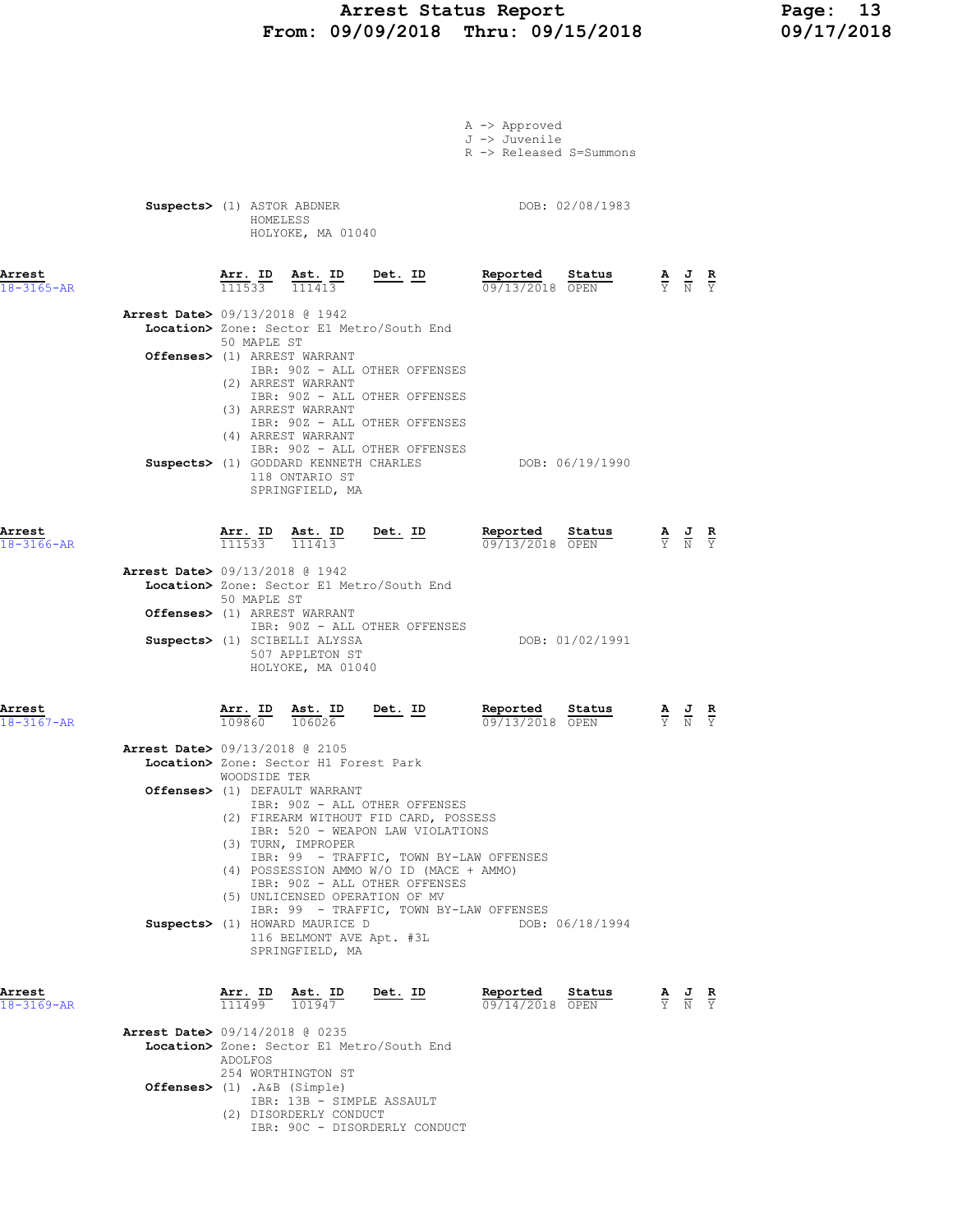# Arrest Status Report
## From: 09/09/2018 Thru: 09/15/2018

A -> Approved
J -> Juvenile
R -> Released S=Summons

**Suspects>** (1) ASTOR ABDNER — DOB: 02/08/1983
HOMELESS
HOLYOKE, MA 01040

---

| Arrest | Arr. ID | Ast. ID | Det. ID | Reported | Status | A | J | R |
|---|---|---|---|---|---|---|---|---|
| 18-3165-AR | 111533 | 111413 | | 09/13/2018 | OPEN | Y | N | Y |

**Arrest Date>** 09/13/2018 @ 1942
**Location>** Zone: Sector E1 Metro/South End
50 MAPLE ST
**Offenses>**
(1) ARREST WARRANT
IBR: 90Z - ALL OTHER OFFENSES
(2) ARREST WARRANT
IBR: 90Z - ALL OTHER OFFENSES
(3) ARREST WARRANT
IBR: 90Z - ALL OTHER OFFENSES
(4) ARREST WARRANT
IBR: 90Z - ALL OTHER OFFENSES
**Suspects>** (1) GODDARD KENNETH CHARLES — DOB: 06/19/1990
118 ONTARIO ST
SPRINGFIELD, MA

---

| Arrest | Arr. ID | Ast. ID | Det. ID | Reported | Status | A | J | R |
|---|---|---|---|---|---|---|---|---|
| 18-3166-AR | 111533 | 111413 | | 09/13/2018 | OPEN | Y | N | Y |

**Arrest Date>** 09/13/2018 @ 1942
**Location>** Zone: Sector E1 Metro/South End
50 MAPLE ST
**Offenses>**
(1) ARREST WARRANT
IBR: 90Z - ALL OTHER OFFENSES
**Suspects>** (1) SCIBELLI ALYSSA — DOB: 01/02/1991
507 APPLETON ST
HOLYOKE, MA 01040

---

| Arrest | Arr. ID | Ast. ID | Det. ID | Reported | Status | A | J | R |
|---|---|---|---|---|---|---|---|---|
| 18-3167-AR | 109860 | 106026 | | 09/13/2018 | OPEN | Y | N | Y |

**Arrest Date>** 09/13/2018 @ 2105
**Location>** Zone: Sector H1 Forest Park
WOODSIDE TER
**Offenses>**
(1) DEFAULT WARRANT
IBR: 90Z - ALL OTHER OFFENSES
(2) FIREARM WITHOUT FID CARD, POSSESS
IBR: 520 - WEAPON LAW VIOLATIONS
(3) TURN, IMPROPER
IBR: 99 - TRAFFIC, TOWN BY-LAW OFFENSES
(4) POSSESSION AMMO W/O ID (MACE + AMMO)
IBR: 90Z - ALL OTHER OFFENSES
(5) UNLICENSED OPERATION OF MV
IBR: 99 - TRAFFIC, TOWN BY-LAW OFFENSES
**Suspects>** (1) HOWARD MAURICE D — DOB: 06/18/1994
116 BELMONT AVE Apt. #3L
SPRINGFIELD, MA

---

| Arrest | Arr. ID | Ast. ID | Det. ID | Reported | Status | A | J | R |
|---|---|---|---|---|---|---|---|---|
| 18-3169-AR | 111499 | 101947 | | 09/14/2018 | OPEN | Y | N | Y |

**Arrest Date>** 09/14/2018 @ 0235
**Location>** Zone: Sector E1 Metro/South End
ADOLFOS
254 WORTHINGTON ST
**Offenses>**
(1) .A&B (Simple)
IBR: 13B - SIMPLE ASSAULT
(2) DISORDERLY CONDUCT
IBR: 90C - DISORDERLY CONDUCT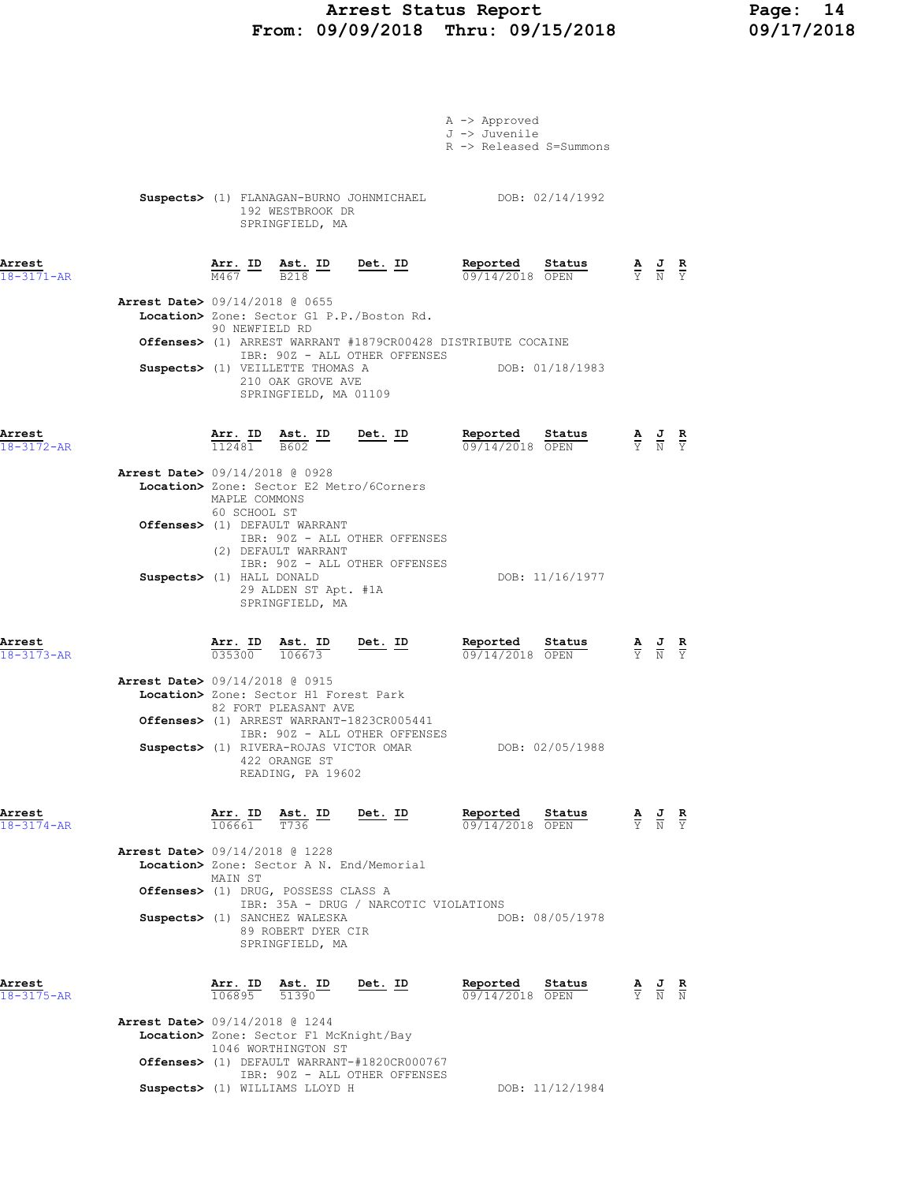A -> Approved
J -> Juvenile
R -> Released S=Summons

**Suspects>** (1) FLANAGAN-BURNO JOHNMICHAEL DOB: 02/14/1992
192 WESTBROOK DR
SPRINGFIELD, MA

| Arrest | Arr. ID | Ast. ID | Det. ID | Reported | Status | A | J | R |
|---|---|---|---|---|---|---|---|---|
| 18-3171-AR | M467 | B218 | | 09/14/2018 | OPEN | Y | N | Y |

**Arrest Date>** 09/14/2018 @ 0655
**Location>** Zone: Sector G1 P.P./Boston Rd.
90 NEWFIELD RD
**Offenses>** (1) ARREST WARRANT #1879CR00428 DISTRIBUTE COCAINE
IBR: 90Z - ALL OTHER OFFENSES
**Suspects>** (1) VEILLETTE THOMAS A DOB: 01/18/1983
210 OAK GROVE AVE
SPRINGFIELD, MA 01109

| Arrest | Arr. ID | Ast. ID | Det. ID | Reported | Status | A | J | R |
|---|---|---|---|---|---|---|---|---|
| 18-3172-AR | 112481 | B602 | | 09/14/2018 | OPEN | Y | N | Y |

**Arrest Date>** 09/14/2018 @ 0928
**Location>** Zone: Sector E2 Metro/6Corners
MAPLE COMMONS
60 SCHOOL ST
**Offenses>** (1) DEFAULT WARRANT
IBR: 90Z - ALL OTHER OFFENSES
(2) DEFAULT WARRANT
IBR: 90Z - ALL OTHER OFFENSES
**Suspects>** (1) HALL DONALD DOB: 11/16/1977
29 ALDEN ST Apt. #1A
SPRINGFIELD, MA

| Arrest | Arr. ID | Ast. ID | Det. ID | Reported | Status | A | J | R |
|---|---|---|---|---|---|---|---|---|
| 18-3173-AR | 035300 | 106673 | | 09/14/2018 | OPEN | Y | N | Y |

**Arrest Date>** 09/14/2018 @ 0915
**Location>** Zone: Sector H1 Forest Park
82 FORT PLEASANT AVE
**Offenses>** (1) ARREST WARRANT-1823CR005441
IBR: 90Z - ALL OTHER OFFENSES
**Suspects>** (1) RIVERA-ROJAS VICTOR OMAR DOB: 02/05/1988
422 ORANGE ST
READING, PA 19602

| Arrest | Arr. ID | Ast. ID | Det. ID | Reported | Status | A | J | R |
|---|---|---|---|---|---|---|---|---|
| 18-3174-AR | 106661 | T736 | | 09/14/2018 | OPEN | Y | N | Y |

**Arrest Date>** 09/14/2018 @ 1228
**Location>** Zone: Sector A N. End/Memorial
MAIN ST
**Offenses>** (1) DRUG, POSSESS CLASS A
IBR: 35A - DRUG / NARCOTIC VIOLATIONS
**Suspects>** (1) SANCHEZ WALESKA DOB: 08/05/1978
89 ROBERT DYER CIR
SPRINGFIELD, MA

| Arrest | Arr. ID | Ast. ID | Det. ID | Reported | Status | A | J | R |
|---|---|---|---|---|---|---|---|---|
| 18-3175-AR | 106895 | 51390 | | 09/14/2018 | OPEN | Y | N | N |

**Arrest Date>** 09/14/2018 @ 1244
**Location>** Zone: Sector F1 McKnight/Bay
1046 WORTHINGTON ST
**Offenses>** (1) DEFAULT WARRANT-#1820CR000767
IBR: 90Z - ALL OTHER OFFENSES
**Suspects>** (1) WILLIAMS LLOYD H DOB: 11/12/1984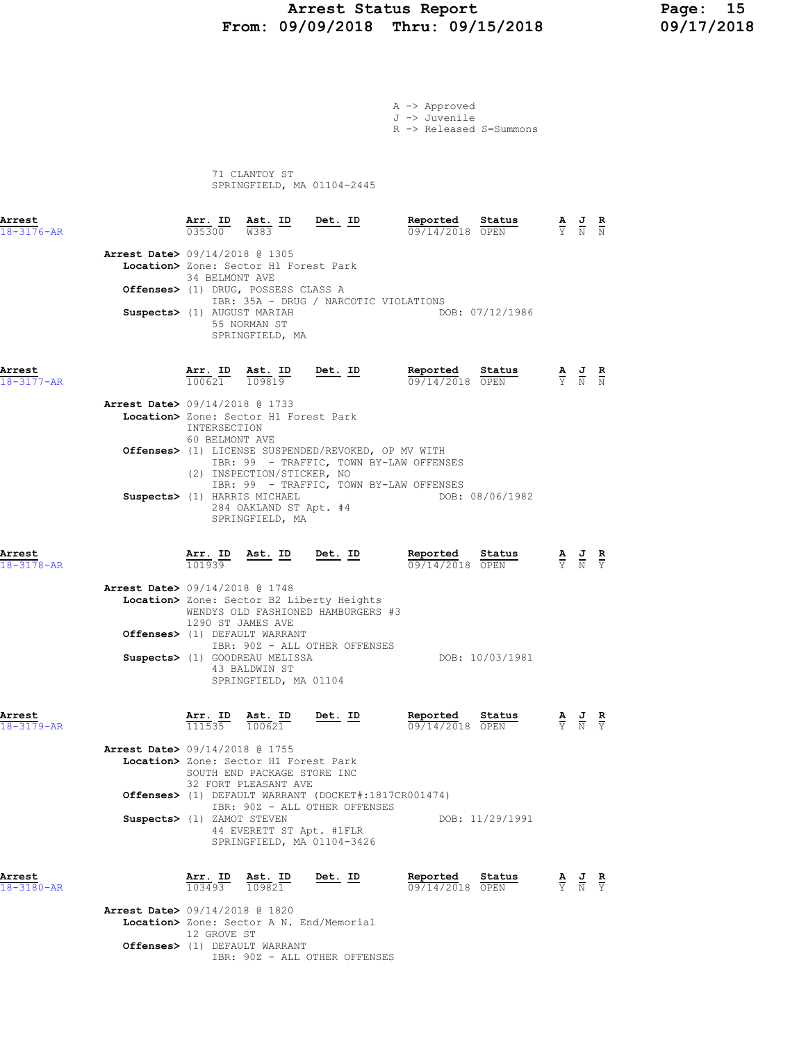A -> Approved
J -> Juvenile
R -> Released S=Summons

71 CLANTOY ST
SPRINGFIELD, MA 01104-2445

**Arrest** 18-3176-AR

| Arr. ID | Ast. ID | Det. ID | Reported | Status | A | J | R |
|---|---|---|---|---|---|---|---|
| 035300 | W383 | | 09/14/2018 | OPEN | Y | N | N |

**Arrest Date>** 09/14/2018 @ 1305
**Location>** Zone: Sector H1 Forest Park
34 BELMONT AVE
**Offenses>** (1) DRUG, POSSESS CLASS A
IBR: 35A - DRUG / NARCOTIC VIOLATIONS
**Suspects>** (1) AUGUST MARIAH DOB: 07/12/1986
55 NORMAN ST
SPRINGFIELD, MA

**Arrest** 18-3177-AR

| Arr. ID | Ast. ID | Det. ID | Reported | Status | A | J | R |
|---|---|---|---|---|---|---|---|
| 100621 | 109819 | | 09/14/2018 | OPEN | Y | N | N |

**Arrest Date>** 09/14/2018 @ 1733
**Location>** Zone: Sector H1 Forest Park
INTERSECTION
60 BELMONT AVE
**Offenses>** (1) LICENSE SUSPENDED/REVOKED, OP MV WITH
IBR: 99 - TRAFFIC, TOWN BY-LAW OFFENSES
(2) INSPECTION/STICKER, NO
IBR: 99 - TRAFFIC, TOWN BY-LAW OFFENSES
**Suspects>** (1) HARRIS MICHAEL DOB: 08/06/1982
284 OAKLAND ST Apt. #4
SPRINGFIELD, MA

**Arrest** 18-3178-AR

| Arr. ID | Ast. ID | Det. ID | Reported | Status | A | J | R |
|---|---|---|---|---|---|---|---|
| 101939 | | | 09/14/2018 | OPEN | Y | N | Y |

**Arrest Date>** 09/14/2018 @ 1748
**Location>** Zone: Sector B2 Liberty Heights
WENDYS OLD FASHIONED HAMBURGERS #3
1290 ST JAMES AVE
**Offenses>** (1) DEFAULT WARRANT
IBR: 90Z - ALL OTHER OFFENSES
**Suspects>** (1) GOODREAU MELISSA DOB: 10/03/1981
43 BALDWIN ST
SPRINGFIELD, MA 01104

**Arrest** 18-3179-AR

| Arr. ID | Ast. ID | Det. ID | Reported | Status | A | J | R |
|---|---|---|---|---|---|---|---|
| 111535 | 100621 | | 09/14/2018 | OPEN | Y | N | Y |

**Arrest Date>** 09/14/2018 @ 1755
**Location>** Zone: Sector H1 Forest Park
SOUTH END PACKAGE STORE INC
32 FORT PLEASANT AVE
**Offenses>** (1) DEFAULT WARRANT (DOCKET#:1817CR001474)
IBR: 90Z - ALL OTHER OFFENSES
**Suspects>** (1) ZAMOT STEVEN DOB: 11/29/1991
44 EVERETT ST Apt. #1FLR
SPRINGFIELD, MA 01104-3426

**Arrest** 18-3180-AR

| Arr. ID | Ast. ID | Det. ID | Reported | Status | A | J | R |
|---|---|---|---|---|---|---|---|
| 103493 | 109821 | | 09/14/2018 | OPEN | Y | N | Y |

**Arrest Date>** 09/14/2018 @ 1820
**Location>** Zone: Sector A N. End/Memorial
12 GROVE ST
**Offenses>** (1) DEFAULT WARRANT
IBR: 90Z - ALL OTHER OFFENSES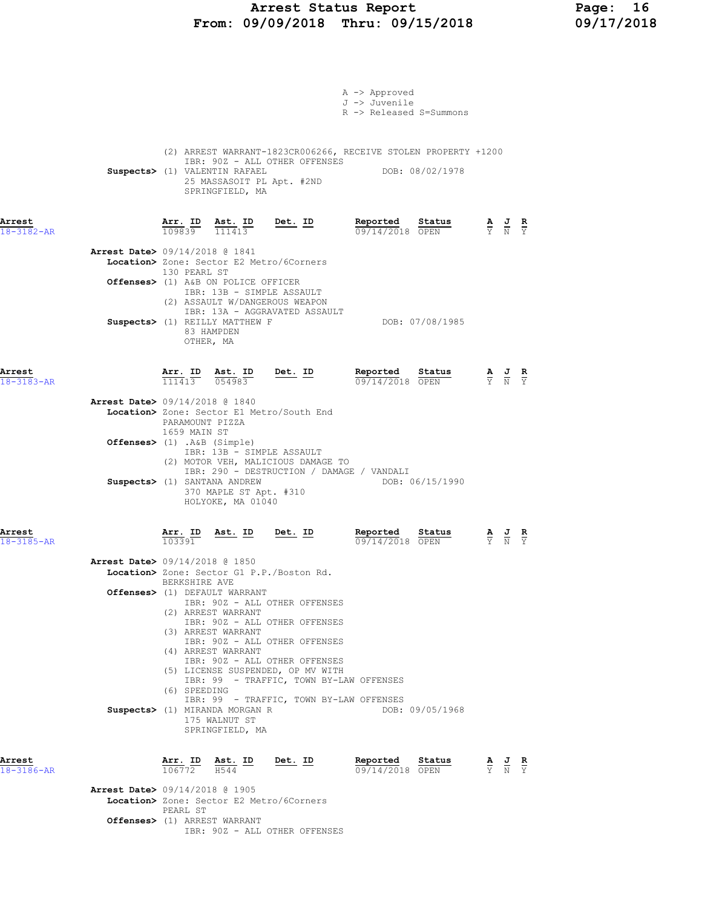A -> Approved
J -> Juvenile
R -> Released S=Summons

(2) ARREST WARRANT-1823CR006266, RECEIVE STOLEN PROPERTY +1200
IBR: 90Z - ALL OTHER OFFENSES

**Suspects>** (1) VALENTIN RAFAEL — DOB: 08/02/1978
25 MASSASOIT PL Apt. #2ND
SPRINGFIELD, MA

---

| Arrest | Arr. ID | Ast. ID | Det. ID | Reported | Status | A | J | R |
|---|---|---|---|---|---|---|---|---|
| 18-3182-AR | 109839 | 111413 | | 09/14/2018 | OPEN | Y | N | Y |

**Arrest Date>** 09/14/2018 @ 1841
**Location>** Zone: Sector E2 Metro/6Corners
130 PEARL ST
**Offenses>** (1) A&B ON POLICE OFFICER
IBR: 13B - SIMPLE ASSAULT
(2) ASSAULT W/DANGEROUS WEAPON
IBR: 13A - AGGRAVATED ASSAULT
**Suspects>** (1) REILLY MATTHEW F — DOB: 07/08/1985
83 HAMPDEN
OTHER, MA

---

| Arrest | Arr. ID | Ast. ID | Det. ID | Reported | Status | A | J | R |
|---|---|---|---|---|---|---|---|---|
| 18-3183-AR | 111413 | 054983 | | 09/14/2018 | OPEN | Y | N | Y |

**Arrest Date>** 09/14/2018 @ 1840
**Location>** Zone: Sector E1 Metro/South End
PARAMOUNT PIZZA
1659 MAIN ST
**Offenses>** (1) .A&B (Simple)
IBR: 13B - SIMPLE ASSAULT
(2) MOTOR VEH, MALICIOUS DAMAGE TO
IBR: 290 - DESTRUCTION / DAMAGE / VANDALI
**Suspects>** (1) SANTANA ANDREW — DOB: 06/15/1990
370 MAPLE ST Apt. #310
HOLYOKE, MA 01040

---

| Arrest | Arr. ID | Ast. ID | Det. ID | Reported | Status | A | J | R |
|---|---|---|---|---|---|---|---|---|
| 18-3185-AR | 103391 | | | 09/14/2018 | OPEN | Y | N | Y |

**Arrest Date>** 09/14/2018 @ 1850
**Location>** Zone: Sector G1 P.P./Boston Rd.
BERKSHIRE AVE
**Offenses>** (1) DEFAULT WARRANT
IBR: 90Z - ALL OTHER OFFENSES
(2) ARREST WARRANT
IBR: 90Z - ALL OTHER OFFENSES
(3) ARREST WARRANT
IBR: 90Z - ALL OTHER OFFENSES
(4) ARREST WARRANT
IBR: 90Z - ALL OTHER OFFENSES
(5) LICENSE SUSPENDED, OP MV WITH
IBR: 99 - TRAFFIC, TOWN BY-LAW OFFENSES
(6) SPEEDING
IBR: 99 - TRAFFIC, TOWN BY-LAW OFFENSES
**Suspects>** (1) MIRANDA MORGAN R — DOB: 09/05/1968
175 WALNUT ST
SPRINGFIELD, MA

---

| Arrest | Arr. ID | Ast. ID | Det. ID | Reported | Status | A | J | R |
|---|---|---|---|---|---|---|---|---|
| 18-3186-AR | 106772 | H544 | | 09/14/2018 | OPEN | Y | N | Y |

**Arrest Date>** 09/14/2018 @ 1905
**Location>** Zone: Sector E2 Metro/6Corners
PEARL ST
**Offenses>** (1) ARREST WARRANT
IBR: 90Z - ALL OTHER OFFENSES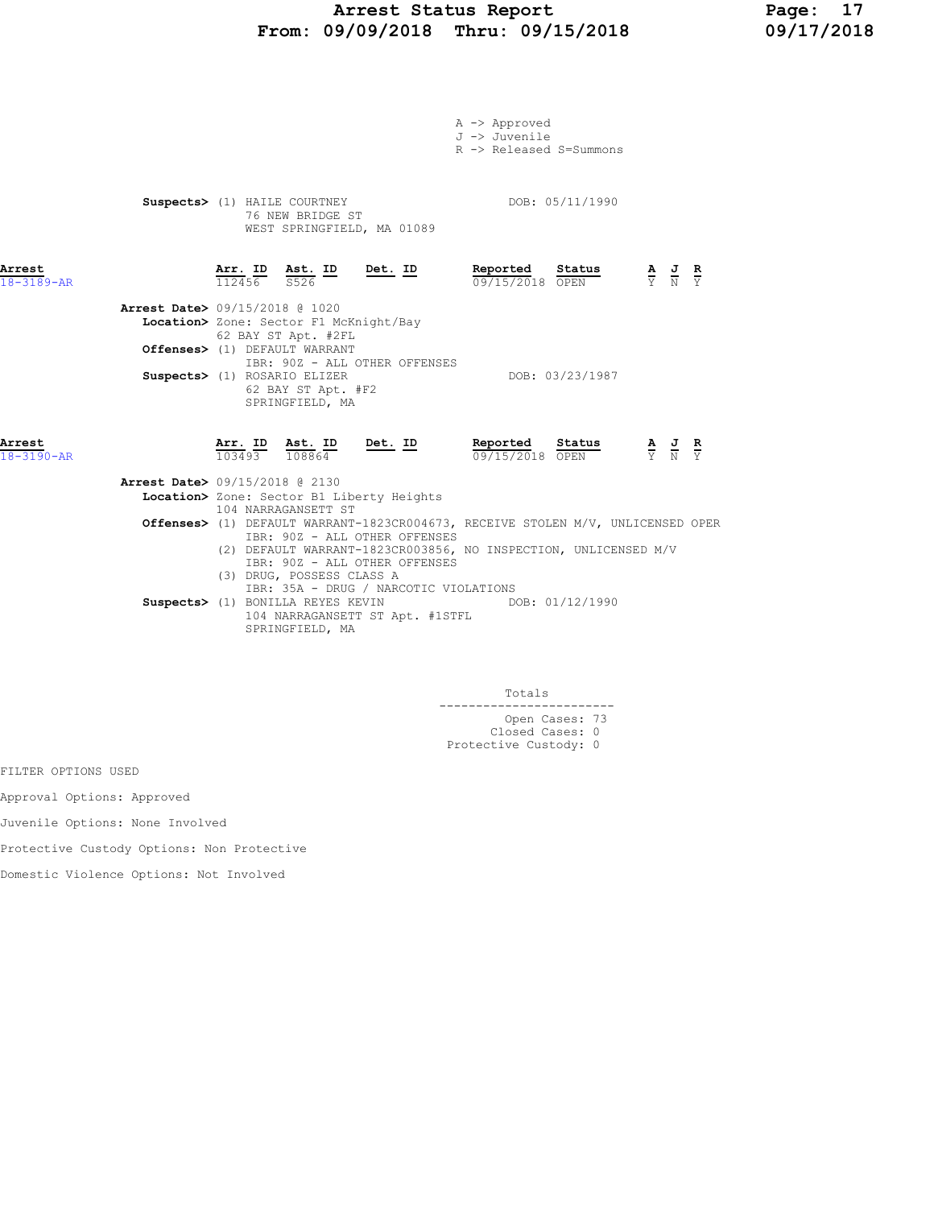A -> Approved
J -> Juvenile
R -> Released S=Summons

**Suspects>** (1) HAILE COURTNEY DOB: 05/11/1990
76 NEW BRIDGE ST
WEST SPRINGFIELD, MA 01089

| Arrest | Arr. ID | Ast. ID | Det. ID | Reported | Status | A | J | R |
|---|---|---|---|---|---|---|---|---|
| 18-3189-AR | 112456 | S526 | | 09/15/2018 | OPEN | Y | N | Y |

**Arrest Date>** 09/15/2018 @ 1020
**Location>** Zone: Sector F1 McKnight/Bay
62 BAY ST Apt. #2FL
**Offenses>** (1) DEFAULT WARRANT
IBR: 90Z - ALL OTHER OFFENSES
**Suspects>** (1) ROSARIO ELIZER DOB: 03/23/1987
62 BAY ST Apt. #F2
SPRINGFIELD, MA

| Arrest | Arr. ID | Ast. ID | Det. ID | Reported | Status | A | J | R |
|---|---|---|---|---|---|---|---|---|
| 18-3190-AR | 103493 | 108864 | | 09/15/2018 | OPEN | Y | N | Y |

**Arrest Date>** 09/15/2018 @ 2130
**Location>** Zone: Sector B1 Liberty Heights
104 NARRAGANSETT ST
**Offenses>** (1) DEFAULT WARRANT-1823CR004673, RECEIVE STOLEN M/V, UNLICENSED OPER
IBR: 90Z - ALL OTHER OFFENSES
(2) DEFAULT WARRANT-1823CR003856, NO INSPECTION, UNLICENSED M/V
IBR: 90Z - ALL OTHER OFFENSES
(3) DRUG, POSSESS CLASS A
IBR: 35A - DRUG / NARCOTIC VIOLATIONS
**Suspects>** (1) BONILLA REYES KEVIN DOB: 01/12/1990
104 NARRAGANSETT ST Apt. #1STFL
SPRINGFIELD, MA

Totals
------------------------
Open Cases: 73
Closed Cases: 0
Protective Custody: 0

FILTER OPTIONS USED

Approval Options: Approved

Juvenile Options: None Involved

Protective Custody Options: Non Protective

Domestic Violence Options: Not Involved